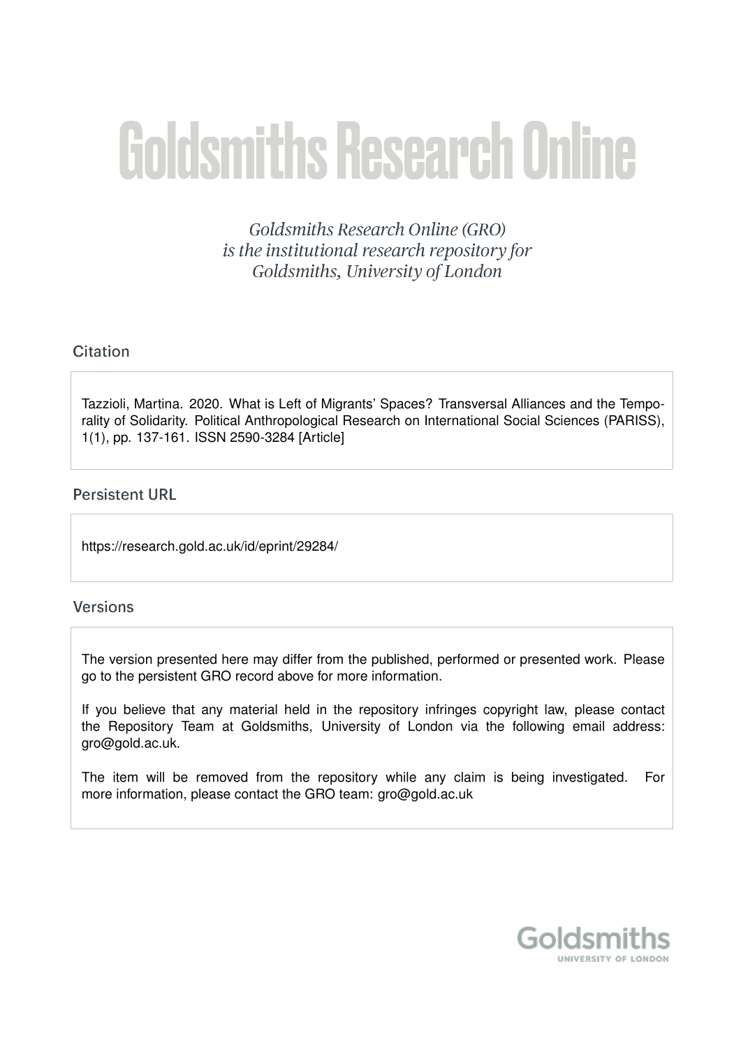# Goldsmiths Research Online

*Goldsmiths Research Online (GRO) is the institutional research repository for Goldsmiths, University of London*

## Citation

Tazzioli, Martina. 2020. What is Left of Migrants' Spaces? Transversal Alliances and the Temporality of Solidarity. Political Anthropological Research on International Social Sciences (PARISS), 1(1), pp. 137-161. ISSN 2590-3284 [Article]

## Persistent URL

https://research.gold.ac.uk/id/eprint/29284/

## Versions

The version presented here may differ from the published, performed or presented work. Please go to the persistent GRO record above for more information.

If you believe that any material held in the repository infringes copyright law, please contact the Repository Team at Goldsmiths, University of London via the following email address: gro@gold.ac.uk.

The item will be removed from the repository while any claim is being investigated. For more information, please contact the GRO team: gro@gold.ac.uk

Goldsmiths
UNIVERSITY OF LONDON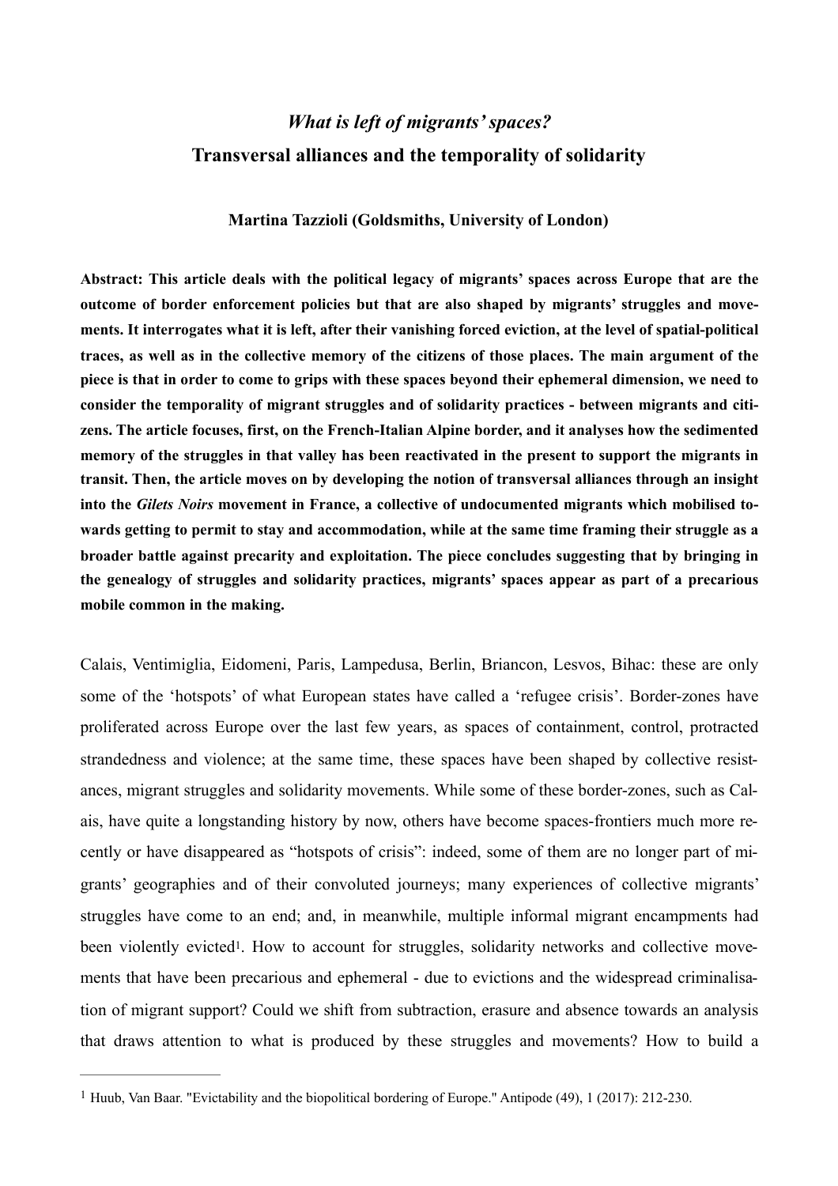# *What is left of migrants' spaces?*
# Transversal alliances and the temporality of solidarity

**Martina Tazzioli (Goldsmiths, University of London)**

**Abstract: This article deals with the political legacy of migrants' spaces across Europe that are the outcome of border enforcement policies but that are also shaped by migrants' struggles and movements. It interrogates what it is left, after their vanishing forced eviction, at the level of spatial-political traces, as well as in the collective memory of the citizens of those places. The main argument of the piece is that in order to come to grips with these spaces beyond their ephemeral dimension, we need to consider the temporality of migrant struggles and of solidarity practices - between migrants and citizens. The article focuses, first, on the French-Italian Alpine border, and it analyses how the sedimented memory of the struggles in that valley has been reactivated in the present to support the migrants in transit. Then, the article moves on by developing the notion of transversal alliances through an insight into the *Gilets Noirs* movement in France, a collective of undocumented migrants which mobilised towards getting to permit to stay and accommodation, while at the same time framing their struggle as a broader battle against precarity and exploitation. The piece concludes suggesting that by bringing in the genealogy of struggles and solidarity practices, migrants' spaces appear as part of a precarious mobile common in the making.**

Calais, Ventimiglia, Eidomeni, Paris, Lampedusa, Berlin, Briancon, Lesvos, Bihac: these are only some of the 'hotspots' of what European states have called a 'refugee crisis'. Border-zones have proliferated across Europe over the last few years, as spaces of containment, control, protracted strandedness and violence; at the same time, these spaces have been shaped by collective resistances, migrant struggles and solidarity movements. While some of these border-zones, such as Calais, have quite a longstanding history by now, others have become spaces-frontiers much more recently or have disappeared as "hotspots of crisis": indeed, some of them are no longer part of migrants' geographies and of their convoluted journeys; many experiences of collective migrants' struggles have come to an end; and, in meanwhile, multiple informal migrant encampments had been violently evicted[1]. How to account for struggles, solidarity networks and collective movements that have been precarious and ephemeral - due to evictions and the widespread criminalisation of migrant support? Could we shift from subtraction, erasure and absence towards an analysis that draws attention to what is produced by these struggles and movements? How to build a

---

[1] Huub, Van Baar. "Evictability and the biopolitical bordering of Europe." Antipode (49), 1 (2017): 212-230.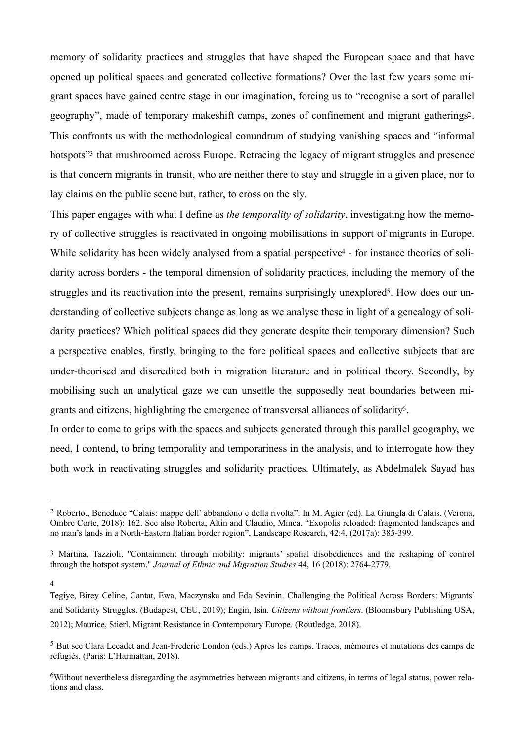memory of solidarity practices and struggles that have shaped the European space and that have opened up political spaces and generated collective formations? Over the last few years some migrant spaces have gained centre stage in our imagination, forcing us to "recognise a sort of parallel geography", made of temporary makeshift camps, zones of confinement and migrant gatherings[2]. This confronts us with the methodological conundrum of studying vanishing spaces and "informal hotspots"[3] that mushroomed across Europe. Retracing the legacy of migrant struggles and presence is that concern migrants in transit, who are neither there to stay and struggle in a given place, nor to lay claims on the public scene but, rather, to cross on the sly.

This paper engages with what I define as *the temporality of solidarity*, investigating how the memory of collective struggles is reactivated in ongoing mobilisations in support of migrants in Europe. While solidarity has been widely analysed from a spatial perspective[4] - for instance theories of solidarity across borders - the temporal dimension of solidarity practices, including the memory of the struggles and its reactivation into the present, remains surprisingly unexplored[5]. How does our understanding of collective subjects change as long as we analyse these in light of a genealogy of solidarity practices? Which political spaces did they generate despite their temporary dimension? Such a perspective enables, firstly, bringing to the fore political spaces and collective subjects that are under-theorised and discredited both in migration literature and in political theory. Secondly, by mobilising such an analytical gaze we can unsettle the supposedly neat boundaries between migrants and citizens, highlighting the emergence of transversal alliances of solidarity[6].

In order to come to grips with the spaces and subjects generated through this parallel geography, we need, I contend, to bring temporality and temporariness in the analysis, and to interrogate how they both work in reactivating struggles and solidarity practices. Ultimately, as Abdelmalek Sayad has

---

[2] Roberto., Beneduce "Calais: mappe dell' abbandono e della rivolta". In M. Agier (ed). La Giungla di Calais. (Verona, Ombre Corte, 2018): 162. See also Roberta, Altin and Claudio, Minca. "Exopolis reloaded: fragmented landscapes and no man's lands in a North-Eastern Italian border region", Landscape Research, 42:4, (2017a): 385-399.

[3] Martina, Tazzioli. "Containment through mobility: migrants' spatial disobediences and the reshaping of control through the hotspot system." *Journal of Ethnic and Migration Studies* 44, 16 (2018): 2764-2779.

[4] Tegiye, Birey Celine, Cantat, Ewa, Maczynska and Eda Sevinin. Challenging the Political Across Borders: Migrants' and Solidarity Struggles. (Budapest, CEU, 2019); Engin, Isin. *Citizens without frontiers*. (Bloomsbury Publishing USA, 2012); Maurice, Stierl. Migrant Resistance in Contemporary Europe. (Routledge, 2018).

[5] But see Clara Lecadet and Jean-Frederic London (eds.) Apres les camps. Traces, mémoires et mutations des camps de réfugiés, (Paris: L'Harmattan, 2018).

[6] Without nevertheless disregarding the asymmetries between migrants and citizens, in terms of legal status, power relations and class.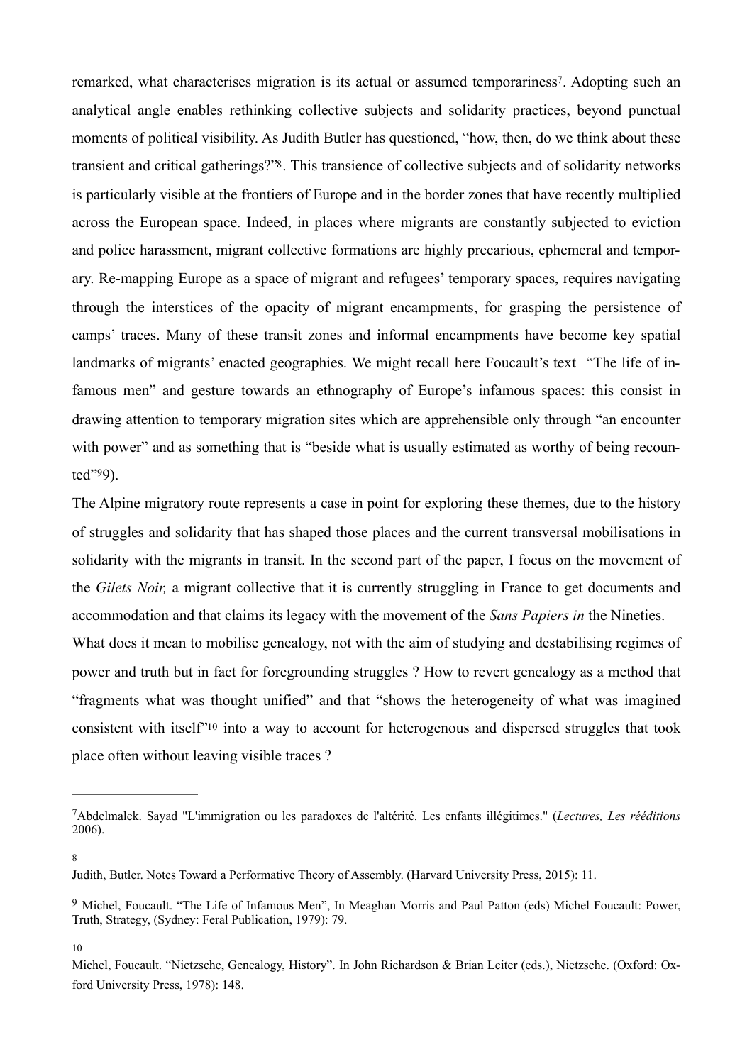remarked, what characterises migration is its actual or assumed temporariness[7]. Adopting such an analytical angle enables rethinking collective subjects and solidarity practices, beyond punctual moments of political visibility. As Judith Butler has questioned, "how, then, do we think about these transient and critical gatherings?"[8]. This transience of collective subjects and of solidarity networks is particularly visible at the frontiers of Europe and in the border zones that have recently multiplied across the European space. Indeed, in places where migrants are constantly subjected to eviction and police harassment, migrant collective formations are highly precarious, ephemeral and temporary. Re-mapping Europe as a space of migrant and refugees' temporary spaces, requires navigating through the interstices of the opacity of migrant encampments, for grasping the persistence of camps' traces. Many of these transit zones and informal encampments have become key spatial landmarks of migrants' enacted geographies. We might recall here Foucault's text "The life of infamous men" and gesture towards an ethnography of Europe's infamous spaces: this consist in drawing attention to temporary migration sites which are apprehensible only through "an encounter with power" and as something that is "beside what is usually estimated as worthy of being recounted"[9]9).

The Alpine migratory route represents a case in point for exploring these themes, due to the history of struggles and solidarity that has shaped those places and the current transversal mobilisations in solidarity with the migrants in transit. In the second part of the paper, I focus on the movement of the *Gilets Noir,* a migrant collective that it is currently struggling in France to get documents and accommodation and that claims its legacy with the movement of the *Sans Papiers in* the Nineties.

What does it mean to mobilise genealogy, not with the aim of studying and destabilising regimes of power and truth but in fact for foregrounding struggles ? How to revert genealogy as a method that "fragments what was thought unified" and that "shows the heterogeneity of what was imagined consistent with itself"[10] into a way to account for heterogenous and dispersed struggles that took place often without leaving visible traces ?

---

[7] Abdelmalek. Sayad "L'immigration ou les paradoxes de l'altérité. Les enfants illégitimes." (*Lectures, Les rééditions* 2006).

[8] Judith, Butler. Notes Toward a Performative Theory of Assembly. (Harvard University Press, 2015): 11.

[9] Michel, Foucault. "The Life of Infamous Men", In Meaghan Morris and Paul Patton (eds) Michel Foucault: Power, Truth, Strategy, (Sydney: Feral Publication, 1979): 79.

[10] Michel, Foucault. "Nietzsche, Genealogy, History". In John Richardson & Brian Leiter (eds.), Nietzsche. (Oxford: Oxford University Press, 1978): 148.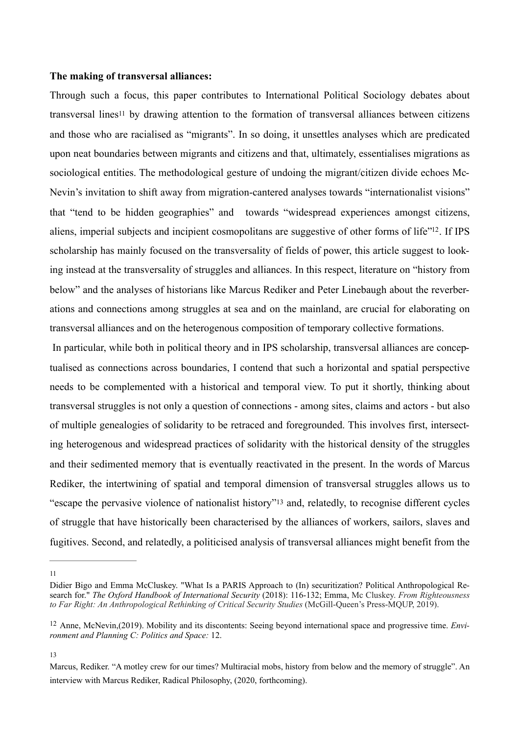**The making of transversal alliances:**

Through such a focus, this paper contributes to International Political Sociology debates about transversal lines[11] by drawing attention to the formation of transversal alliances between citizens and those who are racialised as "migrants". In so doing, it unsettles analyses which are predicated upon neat boundaries between migrants and citizens and that, ultimately, essentialises migrations as sociological entities. The methodological gesture of undoing the migrant/citizen divide echoes Mc-Nevin's invitation to shift away from migration-cantered analyses towards "internationalist visions" that "tend to be hidden geographies" and towards "widespread experiences amongst citizens, aliens, imperial subjects and incipient cosmopolitans are suggestive of other forms of life"[12]. If IPS scholarship has mainly focused on the transversality of fields of power, this article suggest to looking instead at the transversality of struggles and alliances. In this respect, literature on "history from below" and the analyses of historians like Marcus Rediker and Peter Linebaugh about the reverberations and connections among struggles at sea and on the mainland, are crucial for elaborating on transversal alliances and on the heterogenous composition of temporary collective formations.

In particular, while both in political theory and in IPS scholarship, transversal alliances are conceptualised as connections across boundaries, I contend that such a horizontal and spatial perspective needs to be complemented with a historical and temporal view. To put it shortly, thinking about transversal struggles is not only a question of connections - among sites, claims and actors - but also of multiple genealogies of solidarity to be retraced and foregrounded. This involves first, intersecting heterogenous and widespread practices of solidarity with the historical density of the struggles and their sedimented memory that is eventually reactivated in the present. In the words of Marcus Rediker, the intertwining of spatial and temporal dimension of transversal struggles allows us to "escape the pervasive violence of nationalist history"[13] and, relatedly, to recognise different cycles of struggle that have historically been characterised by the alliances of workers, sailors, slaves and fugitives. Second, and relatedly, a politicised analysis of transversal alliances might benefit from the

---

[11] Didier Bigo and Emma McCluskey. "What Is a PARIS Approach to (In) securitization? Political Anthropological Research for." *The Oxford Handbook of International Security* (2018): 116-132; Emma, Mc Cluskey. *From Righteousness to Far Right: An Anthropological Rethinking of Critical Security Studies* (McGill-Queen's Press-MQUP, 2019).

[12] Anne, McNevin,(2019). Mobility and its discontents: Seeing beyond international space and progressive time. *Environment and Planning C: Politics and Space:* 12.

[13] Marcus, Rediker. "A motley crew for our times? Multiracial mobs, history from below and the memory of struggle". An interview with Marcus Rediker, Radical Philosophy, (2020, forthcoming).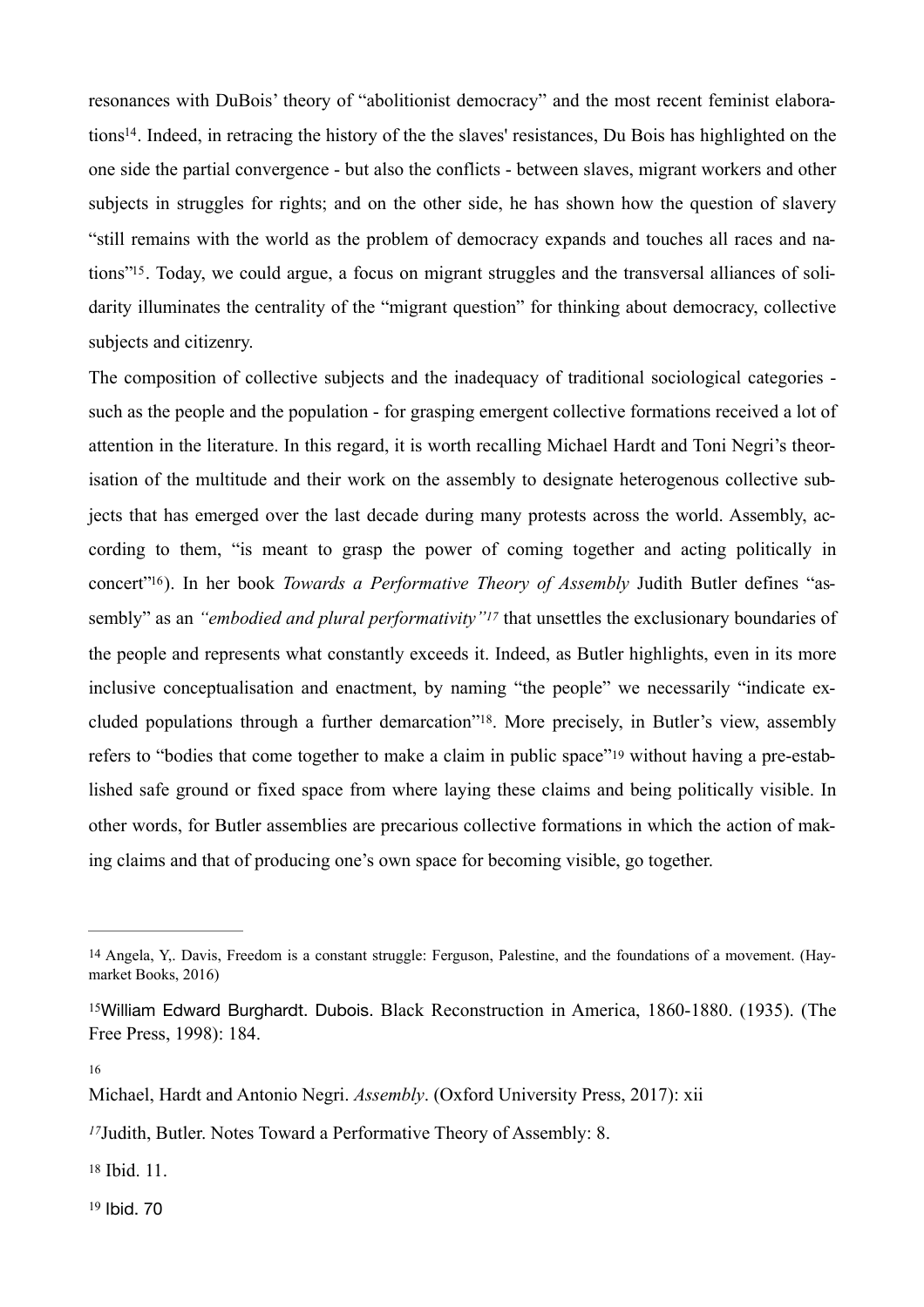resonances with DuBois' theory of "abolitionist democracy" and the most recent feminist elaborations[14]. Indeed, in retracing the history of the the slaves' resistances, Du Bois has highlighted on the one side the partial convergence - but also the conflicts - between slaves, migrant workers and other subjects in struggles for rights; and on the other side, he has shown how the question of slavery "still remains with the world as the problem of democracy expands and touches all races and nations"[15]. Today, we could argue, a focus on migrant struggles and the transversal alliances of solidarity illuminates the centrality of the "migrant question" for thinking about democracy, collective subjects and citizenry.

The composition of collective subjects and the inadequacy of traditional sociological categories - such as the people and the population - for grasping emergent collective formations received a lot of attention in the literature. In this regard, it is worth recalling Michael Hardt and Toni Negri's theorisation of the multitude and their work on the assembly to designate heterogenous collective subjects that has emerged over the last decade during many protests across the world. Assembly, according to them, "is meant to grasp the power of coming together and acting politically in concert"[16]). In her book *Towards a Performative Theory of Assembly* Judith Butler defines "assembly" as an *"embodied and plural performativity"*[17] that unsettles the exclusionary boundaries of the people and represents what constantly exceeds it. Indeed, as Butler highlights, even in its more inclusive conceptualisation and enactment, by naming "the people" we necessarily "indicate excluded populations through a further demarcation"[18]. More precisely, in Butler's view, assembly refers to "bodies that come together to make a claim in public space"[19] without having a pre-established safe ground or fixed space from where laying these claims and being politically visible. In other words, for Butler assemblies are precarious collective formations in which the action of making claims and that of producing one's own space for becoming visible, go together.

---

[14] Angela, Y,. Davis, Freedom is a constant struggle: Ferguson, Palestine, and the foundations of a movement. (Haymarket Books, 2016)

[15] William Edward Burghardt. Dubois. Black Reconstruction in America, 1860-1880. (1935). (The Free Press, 1998): 184.

[16] Michael, Hardt and Antonio Negri. *Assembly*. (Oxford University Press, 2017): xii

[17] Judith, Butler. Notes Toward a Performative Theory of Assembly: 8.

[18] Ibid. 11.

[19] Ibid. 70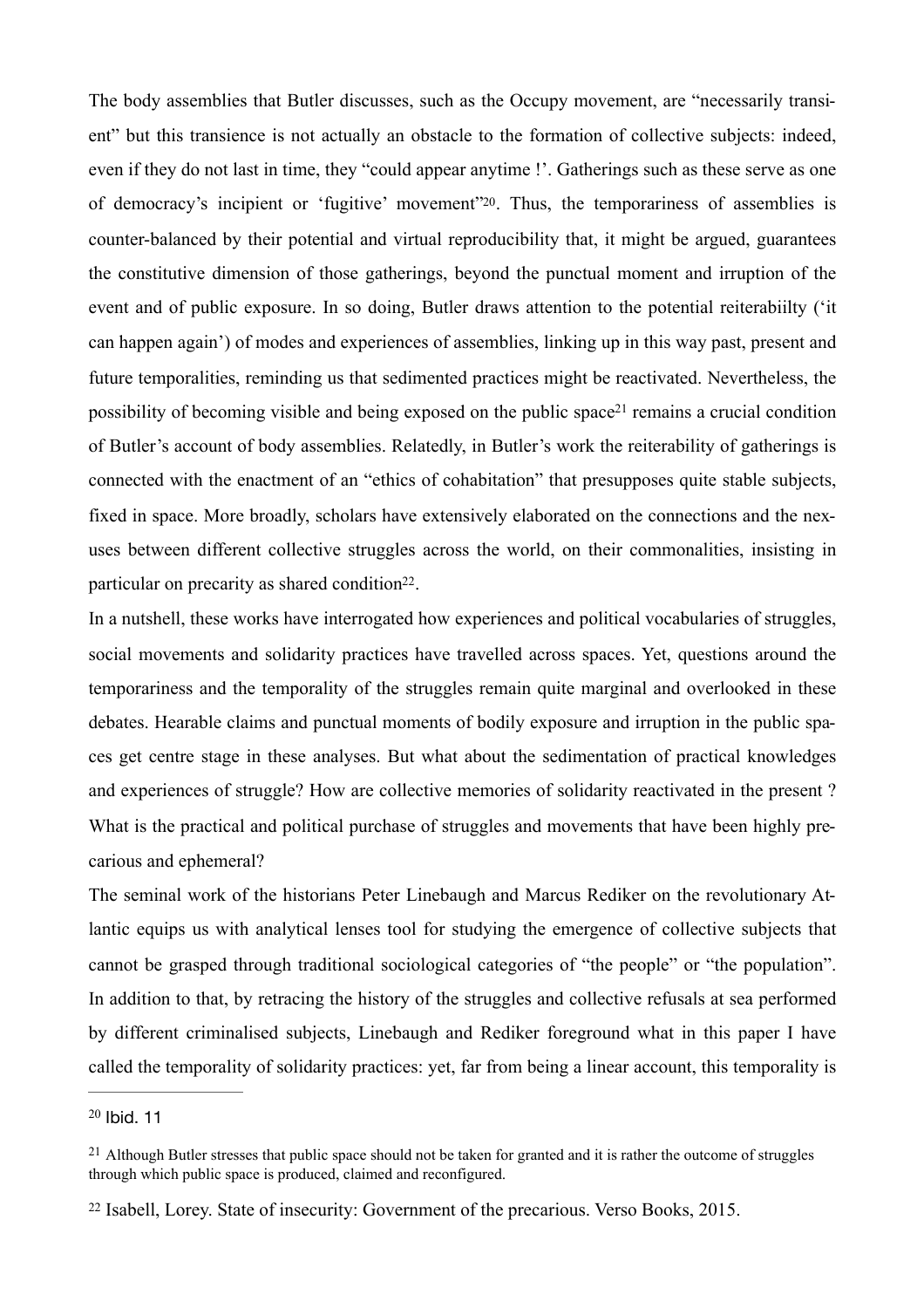The body assemblies that Butler discusses, such as the Occupy movement, are "necessarily transient" but this transience is not actually an obstacle to the formation of collective subjects: indeed, even if they do not last in time, they "could appear anytime !'. Gatherings such as these serve as one of democracy's incipient or 'fugitive' movement"[20]. Thus, the temporariness of assemblies is counter-balanced by their potential and virtual reproducibility that, it might be argued, guarantees the constitutive dimension of those gatherings, beyond the punctual moment and irruption of the event and of public exposure. In so doing, Butler draws attention to the potential reiterabiilty ('it can happen again') of modes and experiences of assemblies, linking up in this way past, present and future temporalities, reminding us that sedimented practices might be reactivated. Nevertheless, the possibility of becoming visible and being exposed on the public space[21] remains a crucial condition of Butler's account of body assemblies. Relatedly, in Butler's work the reiterability of gatherings is connected with the enactment of an "ethics of cohabitation" that presupposes quite stable subjects, fixed in space. More broadly, scholars have extensively elaborated on the connections and the nexuses between different collective struggles across the world, on their commonalities, insisting in particular on precarity as shared condition[22].

In a nutshell, these works have interrogated how experiences and political vocabularies of struggles, social movements and solidarity practices have travelled across spaces. Yet, questions around the temporariness and the temporality of the struggles remain quite marginal and overlooked in these debates. Hearable claims and punctual moments of bodily exposure and irruption in the public spaces get centre stage in these analyses. But what about the sedimentation of practical knowledges and experiences of struggle? How are collective memories of solidarity reactivated in the present ? What is the practical and political purchase of struggles and movements that have been highly precarious and ephemeral?

The seminal work of the historians Peter Linebaugh and Marcus Rediker on the revolutionary Atlantic equips us with analytical lenses tool for studying the emergence of collective subjects that cannot be grasped through traditional sociological categories of "the people" or "the population". In addition to that, by retracing the history of the struggles and collective refusals at sea performed by different criminalised subjects, Linebaugh and Rediker foreground what in this paper I have called the temporality of solidarity practices: yet, far from being a linear account, this temporality is

---

[20] Ibid. 11

[21] Although Butler stresses that public space should not be taken for granted and it is rather the outcome of struggles through which public space is produced, claimed and reconfigured.

[22] Isabell, Lorey. State of insecurity: Government of the precarious. Verso Books, 2015.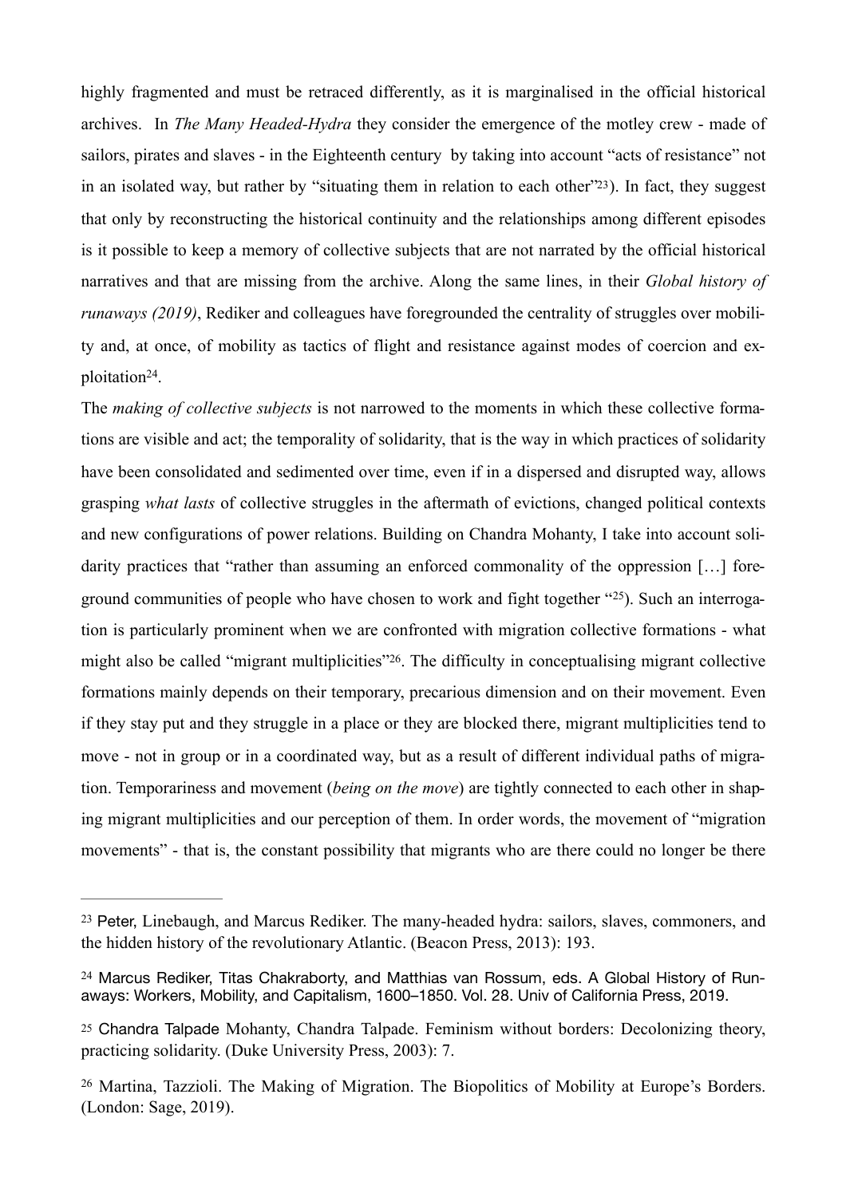highly fragmented and must be retraced differently, as it is marginalised in the official historical archives. In *The Many Headed-Hydra* they consider the emergence of the motley crew - made of sailors, pirates and slaves - in the Eighteenth century by taking into account "acts of resistance" not in an isolated way, but rather by "situating them in relation to each other"[23]). In fact, they suggest that only by reconstructing the historical continuity and the relationships among different episodes is it possible to keep a memory of collective subjects that are not narrated by the official historical narratives and that are missing from the archive. Along the same lines, in their *Global history of runaways (2019)*, Rediker and colleagues have foregrounded the centrality of struggles over mobility and, at once, of mobility as tactics of flight and resistance against modes of coercion and exploitation[24].

The *making of collective subjects* is not narrowed to the moments in which these collective formations are visible and act; the temporality of solidarity, that is the way in which practices of solidarity have been consolidated and sedimented over time, even if in a dispersed and disrupted way, allows grasping *what lasts* of collective struggles in the aftermath of evictions, changed political contexts and new configurations of power relations. Building on Chandra Mohanty, I take into account solidarity practices that "rather than assuming an enforced commonality of the oppression […] foreground communities of people who have chosen to work and fight together "[25]). Such an interrogation is particularly prominent when we are confronted with migration collective formations - what might also be called "migrant multiplicities"[26]. The difficulty in conceptualising migrant collective formations mainly depends on their temporary, precarious dimension and on their movement. Even if they stay put and they struggle in a place or they are blocked there, migrant multiplicities tend to move - not in group or in a coordinated way, but as a result of different individual paths of migration. Temporariness and movement (*being on the move*) are tightly connected to each other in shaping migrant multiplicities and our perception of them. In order words, the movement of "migration movements" - that is, the constant possibility that migrants who are there could no longer be there

---

[23] Peter, Linebaugh, and Marcus Rediker. The many-headed hydra: sailors, slaves, commoners, and the hidden history of the revolutionary Atlantic. (Beacon Press, 2013): 193.

[24] Marcus Rediker, Titas Chakraborty, and Matthias van Rossum, eds. A Global History of Runaways: Workers, Mobility, and Capitalism, 1600–1850. Vol. 28. Univ of California Press, 2019.

[25] Chandra Talpade Mohanty, Chandra Talpade. Feminism without borders: Decolonizing theory, practicing solidarity. (Duke University Press, 2003): 7.

[26] Martina, Tazzioli. The Making of Migration. The Biopolitics of Mobility at Europe's Borders. (London: Sage, 2019).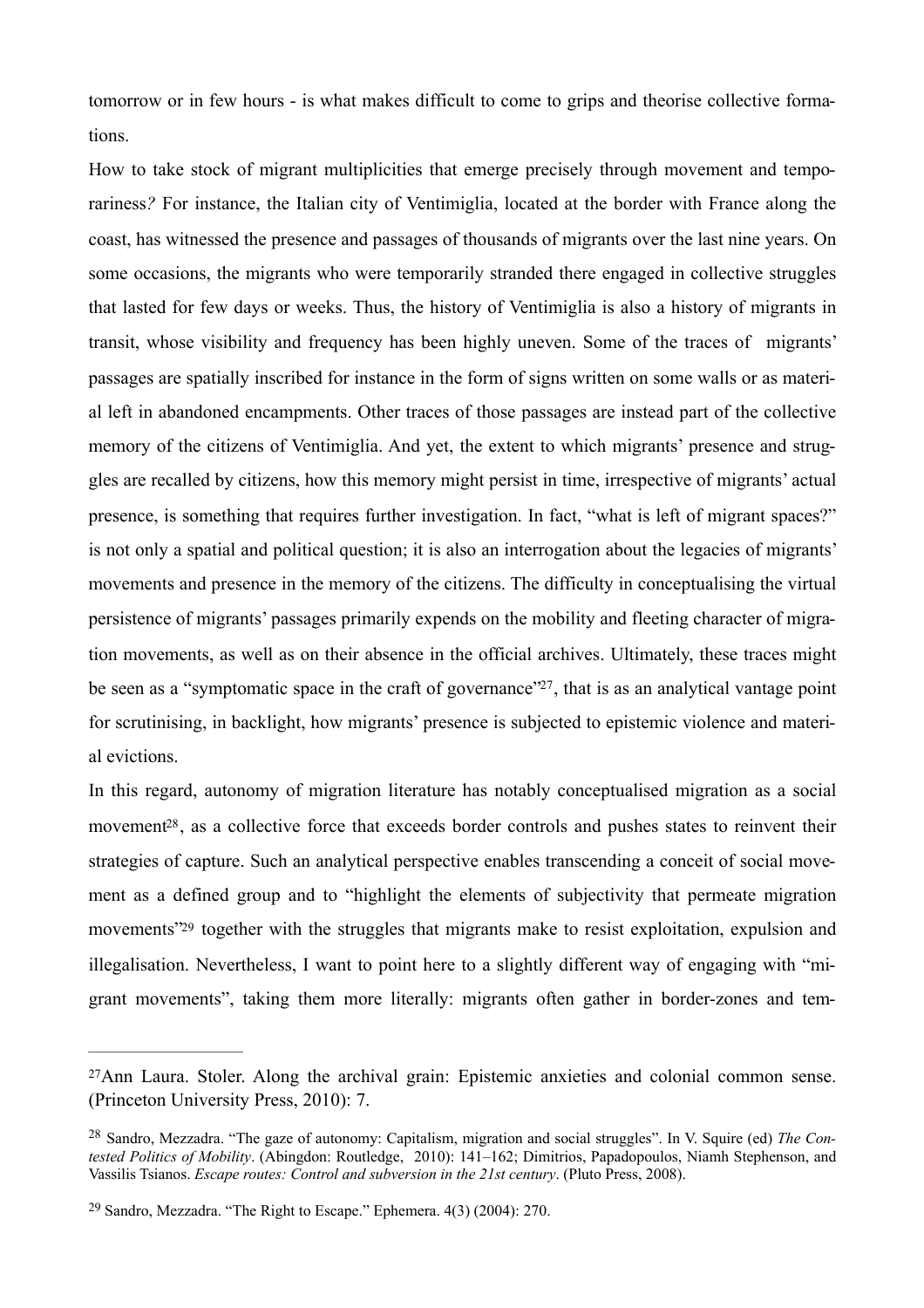tomorrow or in few hours - is what makes difficult to come to grips and theorise collective formations.

How to take stock of migrant multiplicities that emerge precisely through movement and temporariness*?* For instance, the Italian city of Ventimiglia, located at the border with France along the coast, has witnessed the presence and passages of thousands of migrants over the last nine years. On some occasions, the migrants who were temporarily stranded there engaged in collective struggles that lasted for few days or weeks. Thus, the history of Ventimiglia is also a history of migrants in transit, whose visibility and frequency has been highly uneven. Some of the traces of migrants' passages are spatially inscribed for instance in the form of signs written on some walls or as material left in abandoned encampments. Other traces of those passages are instead part of the collective memory of the citizens of Ventimiglia. And yet, the extent to which migrants' presence and struggles are recalled by citizens, how this memory might persist in time, irrespective of migrants' actual presence, is something that requires further investigation. In fact, "what is left of migrant spaces?" is not only a spatial and political question; it is also an interrogation about the legacies of migrants' movements and presence in the memory of the citizens. The difficulty in conceptualising the virtual persistence of migrants' passages primarily expends on the mobility and fleeting character of migration movements, as well as on their absence in the official archives. Ultimately, these traces might be seen as a "symptomatic space in the craft of governance"[27], that is as an analytical vantage point for scrutinising, in backlight, how migrants' presence is subjected to epistemic violence and material evictions.

In this regard, autonomy of migration literature has notably conceptualised migration as a social movement[28], as a collective force that exceeds border controls and pushes states to reinvent their strategies of capture. Such an analytical perspective enables transcending a conceit of social movement as a defined group and to "highlight the elements of subjectivity that permeate migration movements"[29] together with the struggles that migrants make to resist exploitation, expulsion and illegalisation. Nevertheless, I want to point here to a slightly different way of engaging with "migrant movements", taking them more literally: migrants often gather in border-zones and tem-

---

[27] Ann Laura. Stoler. Along the archival grain: Epistemic anxieties and colonial common sense. (Princeton University Press, 2010): 7.

[28] Sandro, Mezzadra. "The gaze of autonomy: Capitalism, migration and social struggles". In V. Squire (ed) *The Contested Politics of Mobility*. (Abingdon: Routledge, 2010): 141–162; Dimitrios, Papadopoulos, Niamh Stephenson, and Vassilis Tsianos. *Escape routes: Control and subversion in the 21st century*. (Pluto Press, 2008).

[29] Sandro, Mezzadra. "The Right to Escape." Ephemera. 4(3) (2004): 270.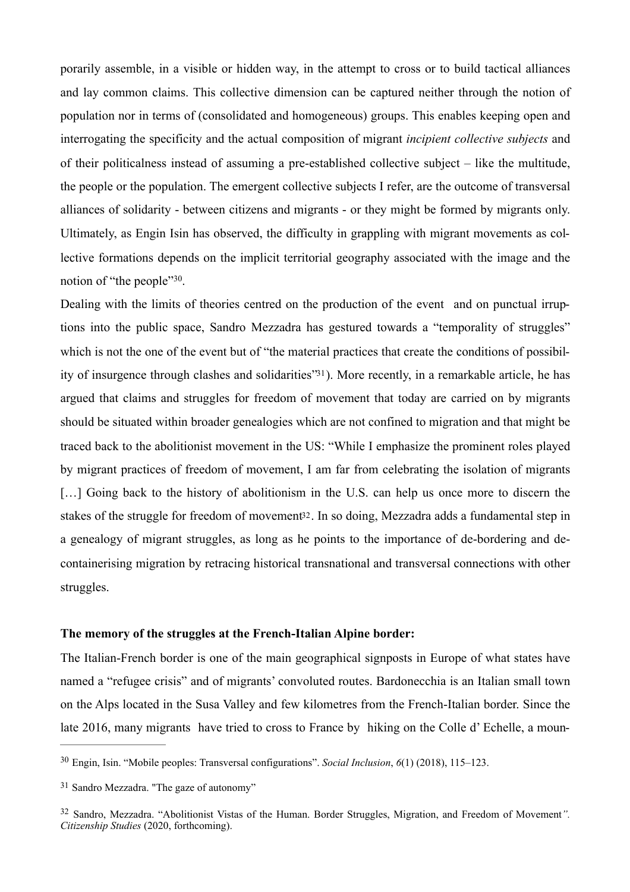porarily assemble, in a visible or hidden way, in the attempt to cross or to build tactical alliances and lay common claims. This collective dimension can be captured neither through the notion of population nor in terms of (consolidated and homogeneous) groups. This enables keeping open and interrogating the specificity and the actual composition of migrant *incipient collective subjects* and of their politicalness instead of assuming a pre-established collective subject – like the multitude, the people or the population. The emergent collective subjects I refer, are the outcome of transversal alliances of solidarity - between citizens and migrants - or they might be formed by migrants only. Ultimately, as Engin Isin has observed, the difficulty in grappling with migrant movements as collective formations depends on the implicit territorial geography associated with the image and the notion of "the people"[30].

Dealing with the limits of theories centred on the production of the event and on punctual irruptions into the public space, Sandro Mezzadra has gestured towards a "temporality of struggles" which is not the one of the event but of "the material practices that create the conditions of possibility of insurgence through clashes and solidarities"[31]). More recently, in a remarkable article, he has argued that claims and struggles for freedom of movement that today are carried on by migrants should be situated within broader genealogies which are not confined to migration and that might be traced back to the abolitionist movement in the US: "While I emphasize the prominent roles played by migrant practices of freedom of movement, I am far from celebrating the isolation of migrants […] Going back to the history of abolitionism in the U.S. can help us once more to discern the stakes of the struggle for freedom of movement[32]. In so doing, Mezzadra adds a fundamental step in a genealogy of migrant struggles, as long as he points to the importance of de-bordering and de-containerising migration by retracing historical transnational and transversal connections with other struggles.

**The memory of the struggles at the French-Italian Alpine border:**

The Italian-French border is one of the main geographical signposts in Europe of what states have named a "refugee crisis" and of migrants' convoluted routes. Bardonecchia is an Italian small town on the Alps located in the Susa Valley and few kilometres from the French-Italian border. Since the late 2016, many migrants have tried to cross to France by hiking on the Colle d' Echelle, a moun-

---

[30] Engin, Isin. "Mobile peoples: Transversal configurations". *Social Inclusion*, *6*(1) (2018), 115–123.

[31] Sandro Mezzadra. "The gaze of autonomy"

[32] Sandro, Mezzadra. "Abolitionist Vistas of the Human. Border Struggles, Migration, and Freedom of Movement*". Citizenship Studies* (2020, forthcoming).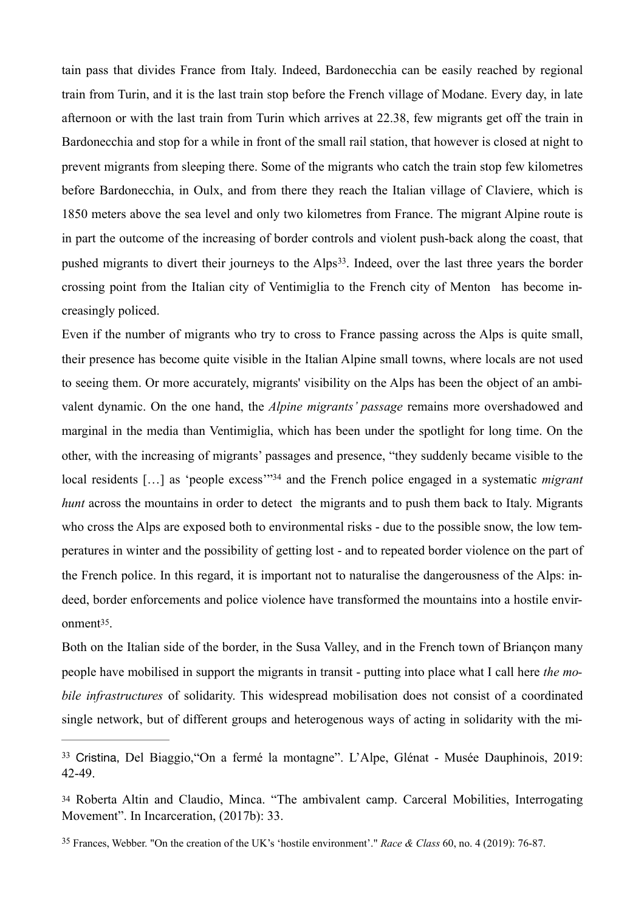tain pass that divides France from Italy. Indeed, Bardonecchia can be easily reached by regional train from Turin, and it is the last train stop before the French village of Modane. Every day, in late afternoon or with the last train from Turin which arrives at 22.38, few migrants get off the train in Bardonecchia and stop for a while in front of the small rail station, that however is closed at night to prevent migrants from sleeping there. Some of the migrants who catch the train stop few kilometres before Bardonecchia, in Oulx, and from there they reach the Italian village of Claviere, which is 1850 meters above the sea level and only two kilometres from France. The migrant Alpine route is in part the outcome of the increasing of border controls and violent push-back along the coast, that pushed migrants to divert their journeys to the Alps[33]. Indeed, over the last three years the border crossing point from the Italian city of Ventimiglia to the French city of Menton has become increasingly policed.

Even if the number of migrants who try to cross to France passing across the Alps is quite small, their presence has become quite visible in the Italian Alpine small towns, where locals are not used to seeing them. Or more accurately, migrants' visibility on the Alps has been the object of an ambivalent dynamic. On the one hand, the *Alpine migrants' passage* remains more overshadowed and marginal in the media than Ventimiglia, which has been under the spotlight for long time. On the other, with the increasing of migrants' passages and presence, "they suddenly became visible to the local residents […] as 'people excess'"[34] and the French police engaged in a systematic *migrant hunt* across the mountains in order to detect the migrants and to push them back to Italy. Migrants who cross the Alps are exposed both to environmental risks - due to the possible snow, the low temperatures in winter and the possibility of getting lost - and to repeated border violence on the part of the French police. In this regard, it is important not to naturalise the dangerousness of the Alps: indeed, border enforcements and police violence have transformed the mountains into a hostile environment[35].

Both on the Italian side of the border, in the Susa Valley, and in the French town of Briançon many people have mobilised in support the migrants in transit - putting into place what I call here *the mobile infrastructures* of solidarity. This widespread mobilisation does not consist of a coordinated single network, but of different groups and heterogenous ways of acting in solidarity with the mi-

---

[33] Cristina, Del Biaggio,"On a fermé la montagne". L'Alpe, Glénat - Musée Dauphinois, 2019: 42-49.

[34] Roberta Altin and Claudio, Minca. "The ambivalent camp. Carceral Mobilities, Interrogating Movement". In Incarceration, (2017b): 33.

[35] Frances, Webber. "On the creation of the UK's 'hostile environment'." *Race & Class* 60, no. 4 (2019): 76-87.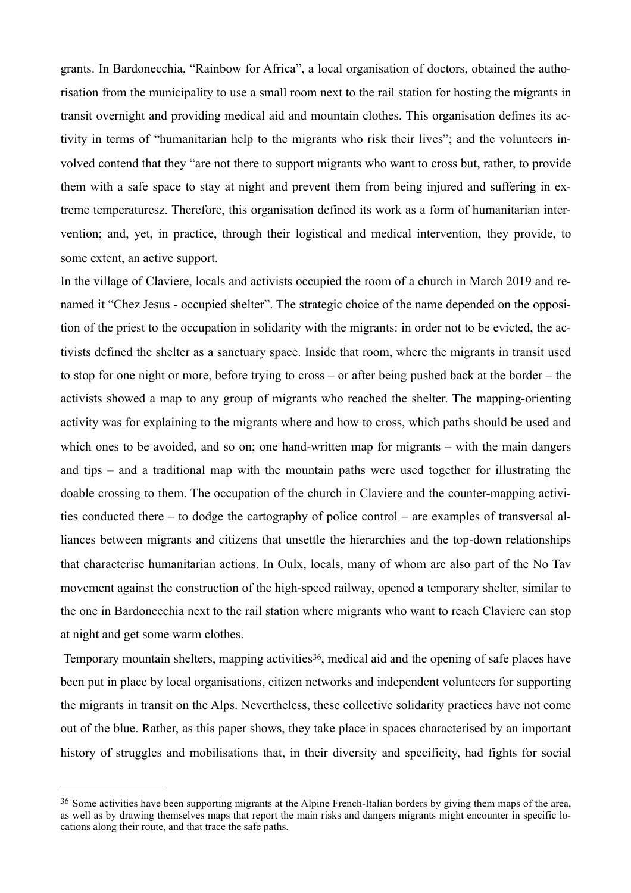grants. In Bardonecchia, "Rainbow for Africa", a local organisation of doctors, obtained the authorisation from the municipality to use a small room next to the rail station for hosting the migrants in transit overnight and providing medical aid and mountain clothes. This organisation defines its activity in terms of "humanitarian help to the migrants who risk their lives"; and the volunteers involved contend that they "are not there to support migrants who want to cross but, rather, to provide them with a safe space to stay at night and prevent them from being injured and suffering in extreme temperaturesz. Therefore, this organisation defined its work as a form of humanitarian intervention; and, yet, in practice, through their logistical and medical intervention, they provide, to some extent, an active support.

In the village of Claviere, locals and activists occupied the room of a church in March 2019 and renamed it "Chez Jesus - occupied shelter". The strategic choice of the name depended on the opposition of the priest to the occupation in solidarity with the migrants: in order not to be evicted, the activists defined the shelter as a sanctuary space. Inside that room, where the migrants in transit used to stop for one night or more, before trying to cross – or after being pushed back at the border – the activists showed a map to any group of migrants who reached the shelter. The mapping-orienting activity was for explaining to the migrants where and how to cross, which paths should be used and which ones to be avoided, and so on; one hand-written map for migrants – with the main dangers and tips – and a traditional map with the mountain paths were used together for illustrating the doable crossing to them. The occupation of the church in Claviere and the counter-mapping activities conducted there – to dodge the cartography of police control – are examples of transversal alliances between migrants and citizens that unsettle the hierarchies and the top-down relationships that characterise humanitarian actions. In Oulx, locals, many of whom are also part of the No Tav movement against the construction of the high-speed railway, opened a temporary shelter, similar to the one in Bardonecchia next to the rail station where migrants who want to reach Claviere can stop at night and get some warm clothes.

Temporary mountain shelters, mapping activities[36], medical aid and the opening of safe places have been put in place by local organisations, citizen networks and independent volunteers for supporting the migrants in transit on the Alps. Nevertheless, these collective solidarity practices have not come out of the blue. Rather, as this paper shows, they take place in spaces characterised by an important history of struggles and mobilisations that, in their diversity and specificity, had fights for social

---

[36] Some activities have been supporting migrants at the Alpine French-Italian borders by giving them maps of the area, as well as by drawing themselves maps that report the main risks and dangers migrants might encounter in specific locations along their route, and that trace the safe paths.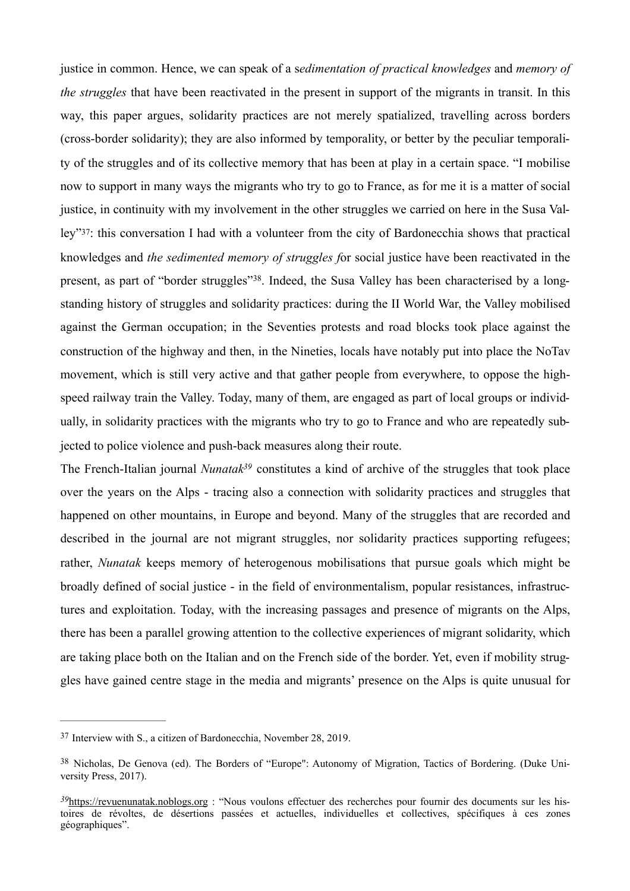justice in common. Hence, we can speak of a s*edimentation of practical knowledges* and *memory of the struggles* that have been reactivated in the present in support of the migrants in transit. In this way, this paper argues, solidarity practices are not merely spatialized, travelling across borders (cross-border solidarity); they are also informed by temporality, or better by the peculiar temporality of the struggles and of its collective memory that has been at play in a certain space. "I mobilise now to support in many ways the migrants who try to go to France, as for me it is a matter of social justice, in continuity with my involvement in the other struggles we carried on here in the Susa Valley"[37]: this conversation I had with a volunteer from the city of Bardonecchia shows that practical knowledges and *the sedimented memory of struggles f*or social justice have been reactivated in the present, as part of "border struggles"[38]. Indeed, the Susa Valley has been characterised by a long-standing history of struggles and solidarity practices: during the II World War, the Valley mobilised against the German occupation; in the Seventies protests and road blocks took place against the construction of the highway and then, in the Nineties, locals have notably put into place the NoTav movement, which is still very active and that gather people from everywhere, to oppose the high-speed railway train the Valley. Today, many of them, are engaged as part of local groups or individually, in solidarity practices with the migrants who try to go to France and who are repeatedly subjected to police violence and push-back measures along their route.

The French-Italian journal *Nunatak*[39] constitutes a kind of archive of the struggles that took place over the years on the Alps - tracing also a connection with solidarity practices and struggles that happened on other mountains, in Europe and beyond. Many of the struggles that are recorded and described in the journal are not migrant struggles, nor solidarity practices supporting refugees; rather, *Nunatak* keeps memory of heterogenous mobilisations that pursue goals which might be broadly defined of social justice - in the field of environmentalism, popular resistances, infrastructures and exploitation. Today, with the increasing passages and presence of migrants on the Alps, there has been a parallel growing attention to the collective experiences of migrant solidarity, which are taking place both on the Italian and on the French side of the border. Yet, even if mobility struggles have gained centre stage in the media and migrants' presence on the Alps is quite unusual for

---

[37] Interview with S., a citizen of Bardonecchia, November 28, 2019.

[38] Nicholas, De Genova (ed). The Borders of "Europe": Autonomy of Migration, Tactics of Bordering. (Duke University Press, 2017).

[39] https://revuenunatak.noblogs.org : "Nous voulons effectuer des recherches pour fournir des documents sur les histoires de révoltes, de désertions passées et actuelles, individuelles et collectives, spécifiques à ces zones géographiques".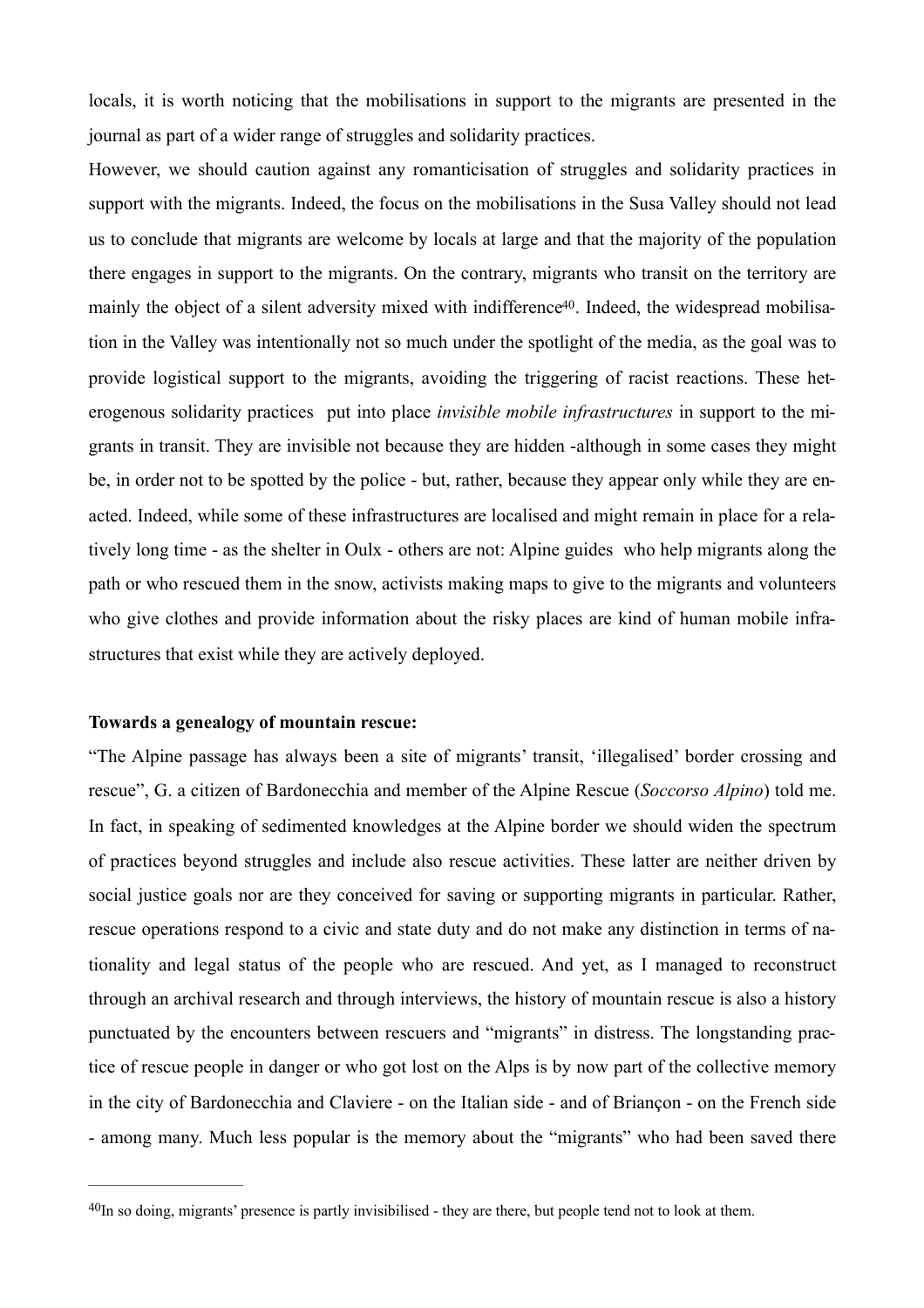locals, it is worth noticing that the mobilisations in support to the migrants are presented in the journal as part of a wider range of struggles and solidarity practices.

However, we should caution against any romanticisation of struggles and solidarity practices in support with the migrants. Indeed, the focus on the mobilisations in the Susa Valley should not lead us to conclude that migrants are welcome by locals at large and that the majority of the population there engages in support to the migrants. On the contrary, migrants who transit on the territory are mainly the object of a silent adversity mixed with indifference[40]. Indeed, the widespread mobilisation in the Valley was intentionally not so much under the spotlight of the media, as the goal was to provide logistical support to the migrants, avoiding the triggering of racist reactions. These heterogenous solidarity practices put into place *invisible mobile infrastructures* in support to the migrants in transit. They are invisible not because they are hidden -although in some cases they might be, in order not to be spotted by the police - but, rather, because they appear only while they are enacted. Indeed, while some of these infrastructures are localised and might remain in place for a relatively long time - as the shelter in Oulx - others are not: Alpine guides who help migrants along the path or who rescued them in the snow, activists making maps to give to the migrants and volunteers who give clothes and provide information about the risky places are kind of human mobile infrastructures that exist while they are actively deployed.

**Towards a genealogy of mountain rescue:**

"The Alpine passage has always been a site of migrants' transit, 'illegalised' border crossing and rescue", G. a citizen of Bardonecchia and member of the Alpine Rescue (*Soccorso Alpino*) told me. In fact, in speaking of sedimented knowledges at the Alpine border we should widen the spectrum of practices beyond struggles and include also rescue activities. These latter are neither driven by social justice goals nor are they conceived for saving or supporting migrants in particular. Rather, rescue operations respond to a civic and state duty and do not make any distinction in terms of nationality and legal status of the people who are rescued. And yet, as I managed to reconstruct through an archival research and through interviews, the history of mountain rescue is also a history punctuated by the encounters between rescuers and "migrants" in distress. The longstanding practice of rescue people in danger or who got lost on the Alps is by now part of the collective memory in the city of Bardonecchia and Claviere - on the Italian side - and of Briançon - on the French side - among many. Much less popular is the memory about the "migrants" who had been saved there

---

[40] In so doing, migrants' presence is partly invisibilised - they are there, but people tend not to look at them.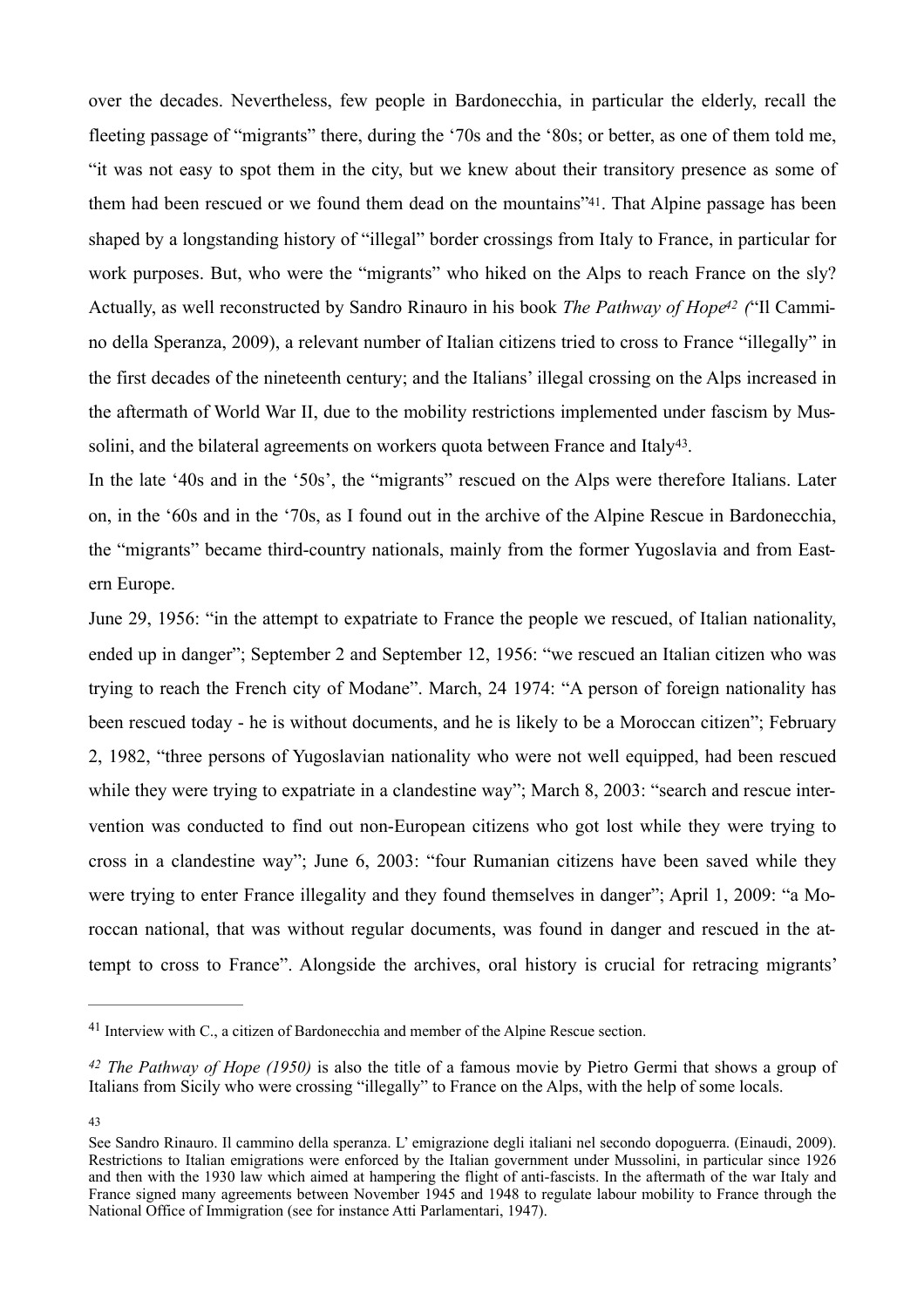over the decades. Nevertheless, few people in Bardonecchia, in particular the elderly, recall the fleeting passage of "migrants" there, during the '70s and the '80s; or better, as one of them told me, "it was not easy to spot them in the city, but we knew about their transitory presence as some of them had been rescued or we found them dead on the mountains"[41]. That Alpine passage has been shaped by a longstanding history of "illegal" border crossings from Italy to France, in particular for work purposes. But, who were the "migrants" who hiked on the Alps to reach France on the sly? Actually, as well reconstructed by Sandro Rinauro in his book *The Pathway of Hope*[42] ("Il Cammino della Speranza, 2009), a relevant number of Italian citizens tried to cross to France "illegally" in the first decades of the nineteenth century; and the Italians' illegal crossing on the Alps increased in the aftermath of World War II, due to the mobility restrictions implemented under fascism by Mussolini, and the bilateral agreements on workers quota between France and Italy[43].

In the late '40s and in the '50s', the "migrants" rescued on the Alps were therefore Italians. Later on, in the '60s and in the '70s, as I found out in the archive of the Alpine Rescue in Bardonecchia, the "migrants" became third-country nationals, mainly from the former Yugoslavia and from Eastern Europe.

June 29, 1956: "in the attempt to expatriate to France the people we rescued, of Italian nationality, ended up in danger"; September 2 and September 12, 1956: "we rescued an Italian citizen who was trying to reach the French city of Modane". March, 24 1974: "A person of foreign nationality has been rescued today - he is without documents, and he is likely to be a Moroccan citizen"; February 2, 1982, "three persons of Yugoslavian nationality who were not well equipped, had been rescued while they were trying to expatriate in a clandestine way"; March 8, 2003: "search and rescue intervention was conducted to find out non-European citizens who got lost while they were trying to cross in a clandestine way"; June 6, 2003: "four Rumanian citizens have been saved while they were trying to enter France illegality and they found themselves in danger"; April 1, 2009: "a Moroccan national, that was without regular documents, was found in danger and rescued in the attempt to cross to France". Alongside the archives, oral history is crucial for retracing migrants'

---

[41] Interview with C., a citizen of Bardonecchia and member of the Alpine Rescue section.

[42] *The Pathway of Hope (1950)* is also the title of a famous movie by Pietro Germi that shows a group of Italians from Sicily who were crossing "illegally" to France on the Alps, with the help of some locals.

[43] See Sandro Rinauro. Il cammino della speranza. L' emigrazione degli italiani nel secondo dopoguerra. (Einaudi, 2009). Restrictions to Italian emigrations were enforced by the Italian government under Mussolini, in particular since 1926 and then with the 1930 law which aimed at hampering the flight of anti-fascists. In the aftermath of the war Italy and France signed many agreements between November 1945 and 1948 to regulate labour mobility to France through the National Office of Immigration (see for instance Atti Parlamentari, 1947).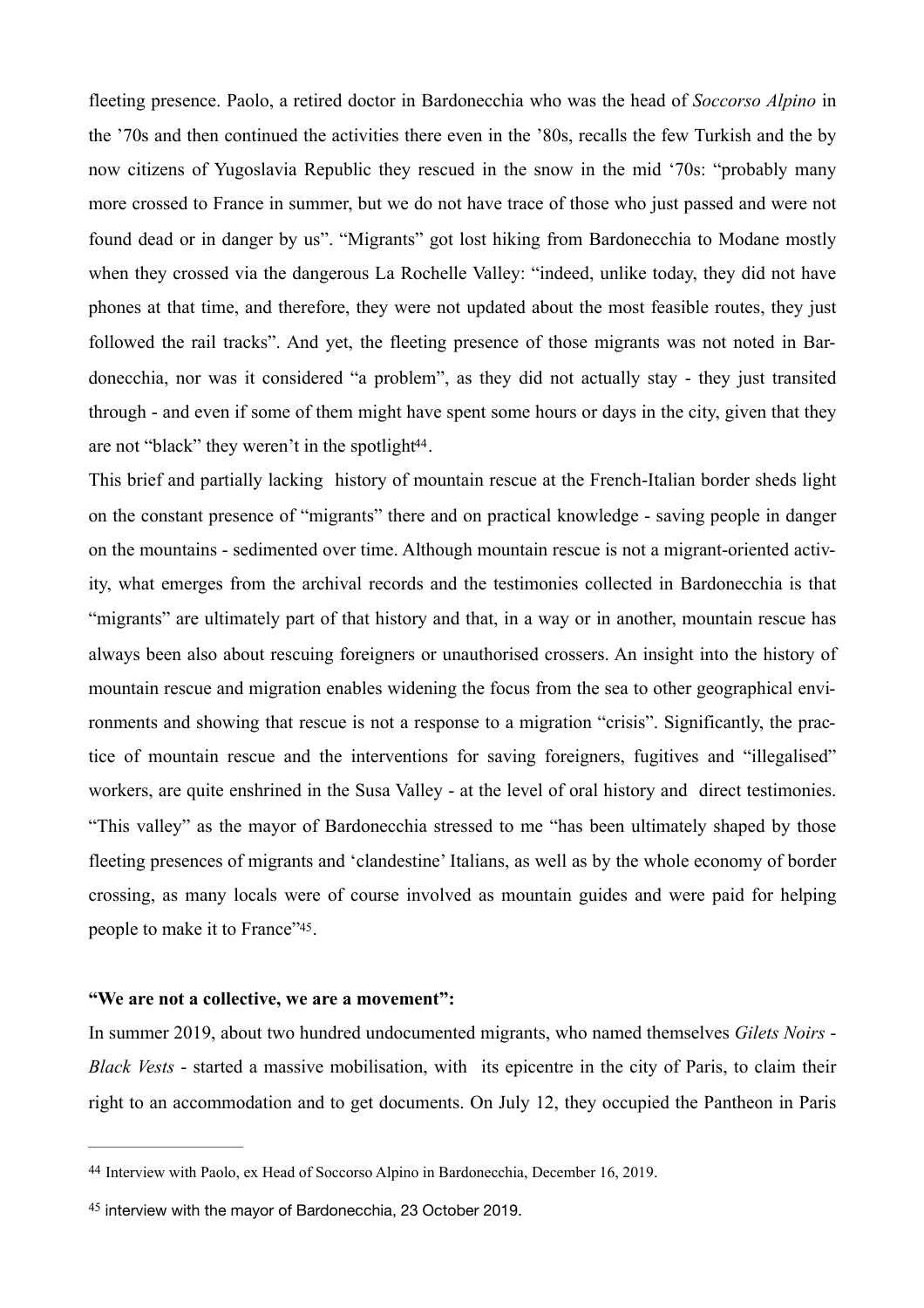fleeting presence. Paolo, a retired doctor in Bardonecchia who was the head of *Soccorso Alpino* in the '70s and then continued the activities there even in the '80s, recalls the few Turkish and the by now citizens of Yugoslavia Republic they rescued in the snow in the mid '70s: "probably many more crossed to France in summer, but we do not have trace of those who just passed and were not found dead or in danger by us". "Migrants" got lost hiking from Bardonecchia to Modane mostly when they crossed via the dangerous La Rochelle Valley: "indeed, unlike today, they did not have phones at that time, and therefore, they were not updated about the most feasible routes, they just followed the rail tracks". And yet, the fleeting presence of those migrants was not noted in Bardonecchia, nor was it considered "a problem", as they did not actually stay - they just transited through - and even if some of them might have spent some hours or days in the city, given that they are not "black" they weren't in the spotlight[44].

This brief and partially lacking history of mountain rescue at the French-Italian border sheds light on the constant presence of "migrants" there and on practical knowledge - saving people in danger on the mountains - sedimented over time. Although mountain rescue is not a migrant-oriented activity, what emerges from the archival records and the testimonies collected in Bardonecchia is that "migrants" are ultimately part of that history and that, in a way or in another, mountain rescue has always been also about rescuing foreigners or unauthorised crossers. An insight into the history of mountain rescue and migration enables widening the focus from the sea to other geographical environments and showing that rescue is not a response to a migration "crisis". Significantly, the practice of mountain rescue and the interventions for saving foreigners, fugitives and "illegalised" workers, are quite enshrined in the Susa Valley - at the level of oral history and direct testimonies. "This valley" as the mayor of Bardonecchia stressed to me "has been ultimately shaped by those fleeting presences of migrants and 'clandestine' Italians, as well as by the whole economy of border crossing, as many locals were of course involved as mountain guides and were paid for helping people to make it to France"[45].

**"We are not a collective, we are a movement":**

In summer 2019, about two hundred undocumented migrants, who named themselves *Gilets Noirs - Black Vests* - started a massive mobilisation, with its epicentre in the city of Paris, to claim their right to an accommodation and to get documents. On July 12, they occupied the Pantheon in Paris

---

[44] Interview with Paolo, ex Head of Soccorso Alpino in Bardonecchia, December 16, 2019.

[45] interview with the mayor of Bardonecchia, 23 October 2019.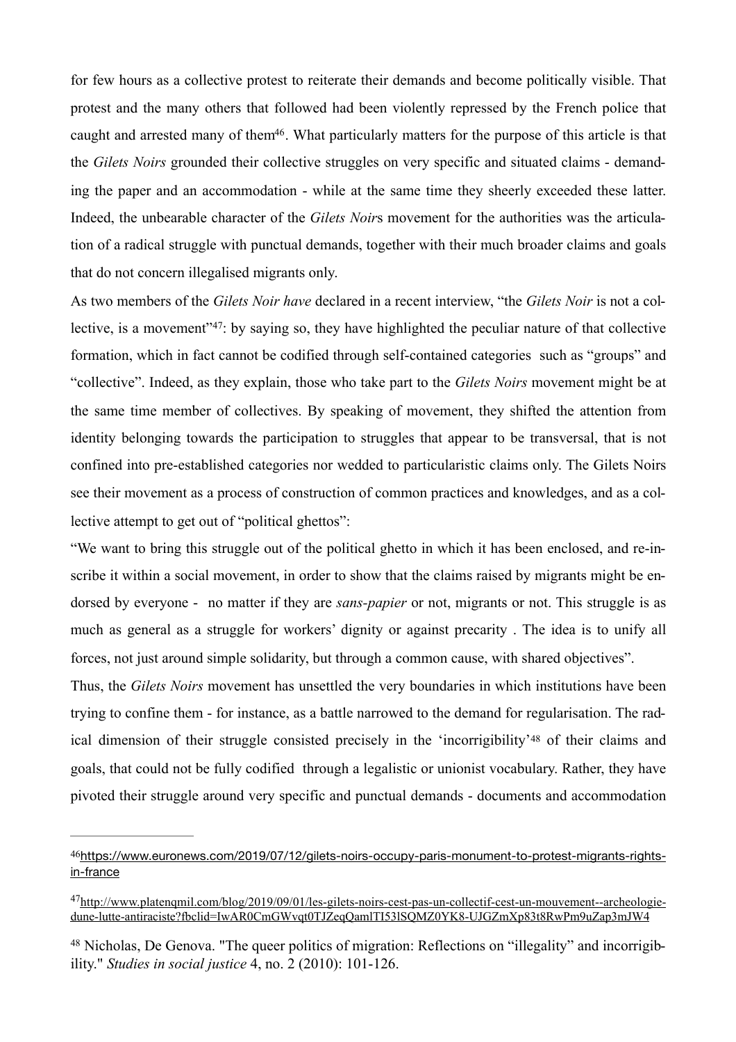for few hours as a collective protest to reiterate their demands and become politically visible. That protest and the many others that followed had been violently repressed by the French police that caught and arrested many of them[46]. What particularly matters for the purpose of this article is that the *Gilets Noirs* grounded their collective struggles on very specific and situated claims - demanding the paper and an accommodation - while at the same time they sheerly exceeded these latter. Indeed, the unbearable character of the *Gilets Noir*s movement for the authorities was the articulation of a radical struggle with punctual demands, together with their much broader claims and goals that do not concern illegalised migrants only.

As two members of the *Gilets Noir have* declared in a recent interview, "the *Gilets Noir* is not a collective, is a movement"[47]: by saying so, they have highlighted the peculiar nature of that collective formation, which in fact cannot be codified through self-contained categories such as "groups" and "collective". Indeed, as they explain, those who take part to the *Gilets Noirs* movement might be at the same time member of collectives. By speaking of movement, they shifted the attention from identity belonging towards the participation to struggles that appear to be transversal, that is not confined into pre-established categories nor wedded to particularistic claims only. The Gilets Noirs see their movement as a process of construction of common practices and knowledges, and as a collective attempt to get out of "political ghettos":

"We want to bring this struggle out of the political ghetto in which it has been enclosed, and re-inscribe it within a social movement, in order to show that the claims raised by migrants might be endorsed by everyone - no matter if they are *sans-papier* or not, migrants or not. This struggle is as much as general as a struggle for workers' dignity or against precarity . The idea is to unify all forces, not just around simple solidarity, but through a common cause, with shared objectives".

Thus, the *Gilets Noirs* movement has unsettled the very boundaries in which institutions have been trying to confine them - for instance, as a battle narrowed to the demand for regularisation. The radical dimension of their struggle consisted precisely in the 'incorrigibility'[48] of their claims and goals, that could not be fully codified through a legalistic or unionist vocabulary. Rather, they have pivoted their struggle around very specific and punctual demands - documents and accommodation

---

[46] https://www.euronews.com/2019/07/12/gilets-noirs-occupy-paris-monument-to-protest-migrants-rights-in-france

[47] http://www.platenqmil.com/blog/2019/09/01/les-gilets-noirs-cest-pas-un-collectif-cest-un-mouvement--archeologie-dune-lutte-antiraciste?fbclid=IwAR0CmGWvqt0TJZeqQamlTI53lSQMZ0YK8-UJGZmXp83t8RwPm9uZap3mJW4

[48] Nicholas, De Genova. "The queer politics of migration: Reflections on "illegality" and incorrigibility." *Studies in social justice* 4, no. 2 (2010): 101-126.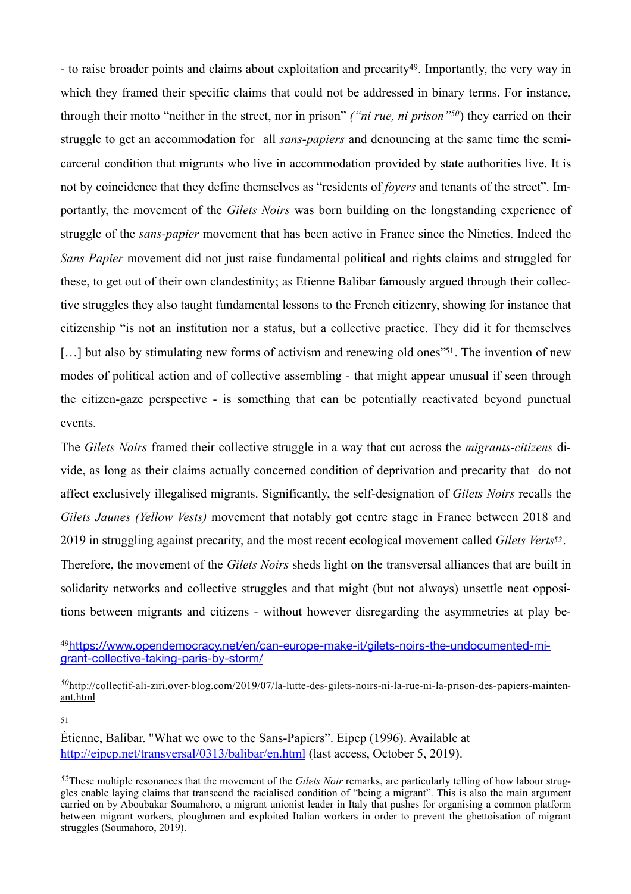- to raise broader points and claims about exploitation and precarity[49]. Importantly, the very way in which they framed their specific claims that could not be addressed in binary terms. For instance, through their motto "neither in the street, nor in prison" *("ni rue, ni prison"*[50]) they carried on their struggle to get an accommodation for all *sans-papiers* and denouncing at the same time the semi-carceral condition that migrants who live in accommodation provided by state authorities live. It is not by coincidence that they define themselves as "residents of *foyers* and tenants of the street". Importantly, the movement of the *Gilets Noirs* was born building on the longstanding experience of struggle of the *sans-papier* movement that has been active in France since the Nineties. Indeed the *Sans Papier* movement did not just raise fundamental political and rights claims and struggled for these, to get out of their own clandestinity; as Etienne Balibar famously argued through their collective struggles they also taught fundamental lessons to the French citizenry, showing for instance that citizenship "is not an institution nor a status, but a collective practice. They did it for themselves […] but also by stimulating new forms of activism and renewing old ones"[51]. The invention of new modes of political action and of collective assembling - that might appear unusual if seen through the citizen-gaze perspective - is something that can be potentially reactivated beyond punctual events.

The *Gilets Noirs* framed their collective struggle in a way that cut across the *migrants-citizens* divide, as long as their claims actually concerned condition of deprivation and precarity that do not affect exclusively illegalised migrants. Significantly, the self-designation of *Gilets Noirs* recalls the *Gilets Jaunes (Yellow Vests)* movement that notably got centre stage in France between 2018 and 2019 in struggling against precarity, and the most recent ecological movement called *Gilets Verts*[52].

Therefore, the movement of the *Gilets Noirs* sheds light on the transversal alliances that are built in solidarity networks and collective struggles and that might (but not always) unsettle neat oppositions between migrants and citizens - without however disregarding the asymmetries at play be-

---

[49] https://www.opendemocracy.net/en/can-europe-make-it/gilets-noirs-the-undocumented-migrant-collective-taking-paris-by-storm/

[50] http://collectif-ali-ziri.over-blog.com/2019/07/la-lutte-des-gilets-noirs-ni-la-rue-ni-la-prison-des-papiers-maintenant.html

[51] Étienne, Balibar. "What we owe to the Sans-Papiers". Eipcp (1996). Available at http://eipcp.net/transversal/0313/balibar/en.html (last access, October 5, 2019).

[52] These multiple resonances that the movement of the *Gilets Noir* remarks, are particularly telling of how labour struggles enable laying claims that transcend the racialised condition of "being a migrant". This is also the main argument carried on by Aboubakar Soumahoro, a migrant unionist leader in Italy that pushes for organising a common platform between migrant workers, ploughmen and exploited Italian workers in order to prevent the ghettoisation of migrant struggles (Soumahoro, 2019).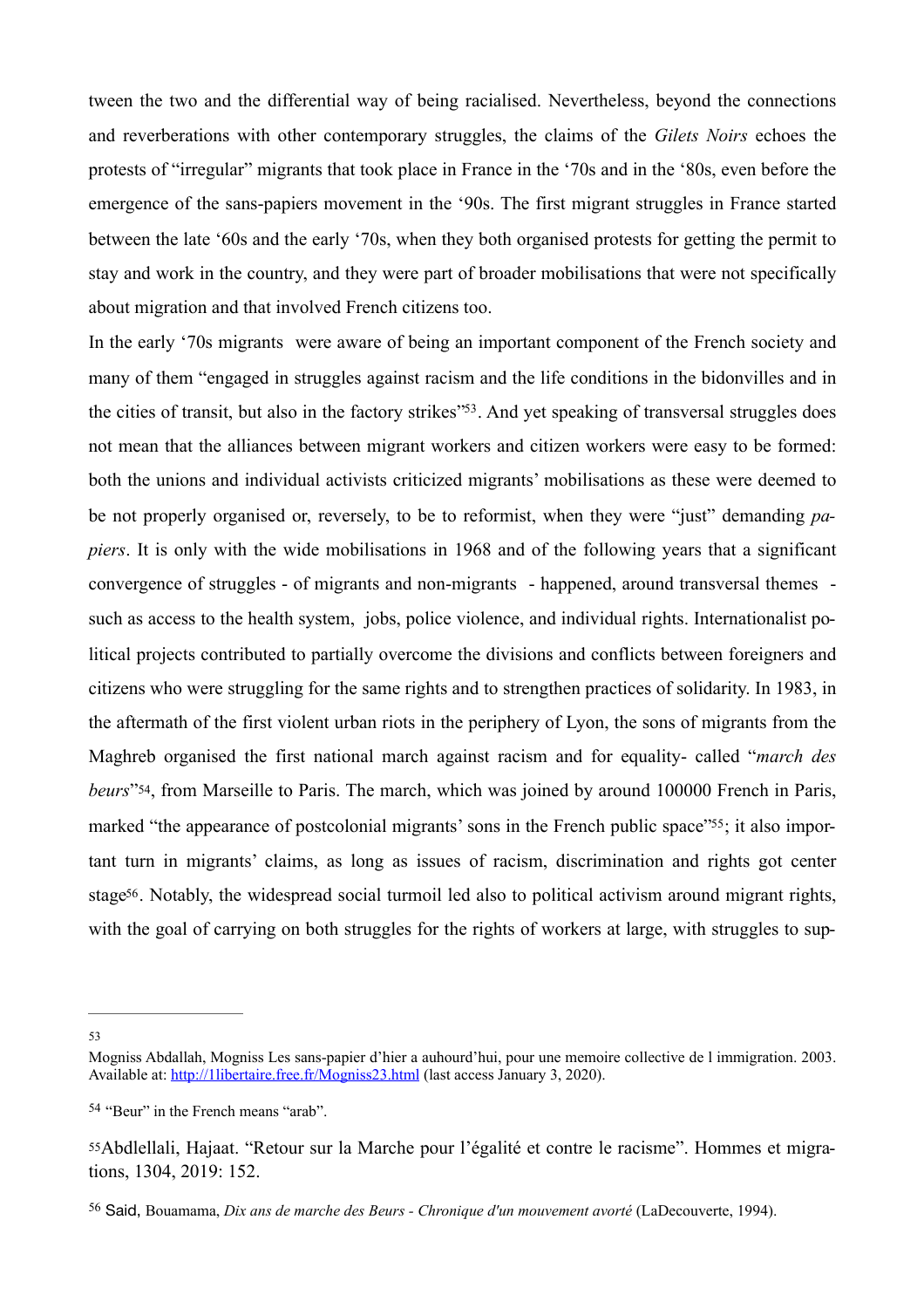tween the two and the differential way of being racialised. Nevertheless, beyond the connections and reverberations with other contemporary struggles, the claims of the *Gilets Noirs* echoes the protests of "irregular" migrants that took place in France in the '70s and in the '80s, even before the emergence of the sans-papiers movement in the '90s. The first migrant struggles in France started between the late '60s and the early '70s, when they both organised protests for getting the permit to stay and work in the country, and they were part of broader mobilisations that were not specifically about migration and that involved French citizens too.

In the early '70s migrants were aware of being an important component of the French society and many of them "engaged in struggles against racism and the life conditions in the bidonvilles and in the cities of transit, but also in the factory strikes"[53]. And yet speaking of transversal struggles does not mean that the alliances between migrant workers and citizen workers were easy to be formed: both the unions and individual activists criticized migrants' mobilisations as these were deemed to be not properly organised or, reversely, to be to reformist, when they were "just" demanding *papiers*. It is only with the wide mobilisations in 1968 and of the following years that a significant convergence of struggles - of migrants and non-migrants - happened, around transversal themes - such as access to the health system, jobs, police violence, and individual rights. Internationalist political projects contributed to partially overcome the divisions and conflicts between foreigners and citizens who were struggling for the same rights and to strengthen practices of solidarity. In 1983, in the aftermath of the first violent urban riots in the periphery of Lyon, the sons of migrants from the Maghreb organised the first national march against racism and for equality- called "*march des beurs*"[54], from Marseille to Paris. The march, which was joined by around 100000 French in Paris, marked "the appearance of postcolonial migrants' sons in the French public space"[55]; it also important turn in migrants' claims, as long as issues of racism, discrimination and rights got center stage[56]. Notably, the widespread social turmoil led also to political activism around migrant rights, with the goal of carrying on both struggles for the rights of workers at large, with struggles to sup-

---

[53] Mogniss Abdallah, Mogniss Les sans-papier d'hier a auhourd'hui, pour une memoire collective de l immigration. 2003. Available at: http://1libertaire.free.fr/Mogniss23.html (last access January 3, 2020).

[54] "Beur" in the French means "arab".

[55] Abdlellali, Hajaat. "Retour sur la Marche pour l'égalité et contre le racisme". Hommes et migrations, 1304, 2019: 152.

[56] Said, Bouamama, *Dix ans de marche des Beurs - Chronique d'un mouvement avorté* (LaDecouverte, 1994).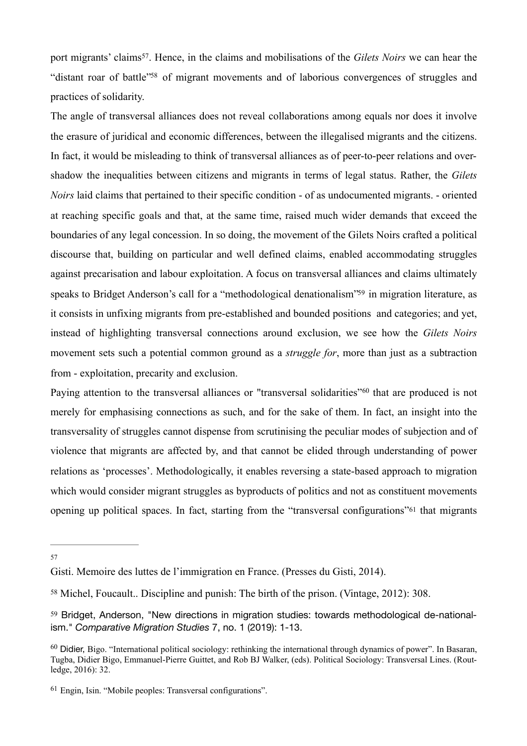port migrants' claims[57]. Hence, in the claims and mobilisations of the *Gilets Noirs* we can hear the "distant roar of battle"[58] of migrant movements and of laborious convergences of struggles and practices of solidarity.

The angle of transversal alliances does not reveal collaborations among equals nor does it involve the erasure of juridical and economic differences, between the illegalised migrants and the citizens. In fact, it would be misleading to think of transversal alliances as of peer-to-peer relations and overshadow the inequalities between citizens and migrants in terms of legal status. Rather, the *Gilets Noirs* laid claims that pertained to their specific condition - of as undocumented migrants. - oriented at reaching specific goals and that, at the same time, raised much wider demands that exceed the boundaries of any legal concession. In so doing, the movement of the Gilets Noirs crafted a political discourse that, building on particular and well defined claims, enabled accommodating struggles against precarisation and labour exploitation. A focus on transversal alliances and claims ultimately speaks to Bridget Anderson's call for a "methodological denationalism"[59] in migration literature, as it consists in unfixing migrants from pre-established and bounded positions and categories; and yet, instead of highlighting transversal connections around exclusion, we see how the *Gilets Noirs* movement sets such a potential common ground as a *struggle for*, more than just as a subtraction from - exploitation, precarity and exclusion.

Paying attention to the transversal alliances or "transversal solidarities"[60] that are produced is not merely for emphasising connections as such, and for the sake of them. In fact, an insight into the transversality of struggles cannot dispense from scrutinising the peculiar modes of subjection and of violence that migrants are affected by, and that cannot be elided through understanding of power relations as 'processes'. Methodologically, it enables reversing a state-based approach to migration which would consider migrant struggles as byproducts of politics and not as constituent movements opening up political spaces. In fact, starting from the "transversal configurations"[61] that migrants

---

[57] Gisti. Memoire des luttes de l'immigration en France. (Presses du Gisti, 2014).

[58] Michel, Foucault.. Discipline and punish: The birth of the prison. (Vintage, 2012): 308.

[59] Bridget, Anderson, "New directions in migration studies: towards methodological de-nationalism." *Comparative Migration Studies* 7, no. 1 (2019): 1-13.

[60] Didier, Bigo. "International political sociology: rethinking the international through dynamics of power". In Basaran, Tugba, Didier Bigo, Emmanuel-Pierre Guittet, and Rob BJ Walker, (eds). Political Sociology: Transversal Lines. (Routledge, 2016): 32.

[61] Engin, Isin. "Mobile peoples: Transversal configurations".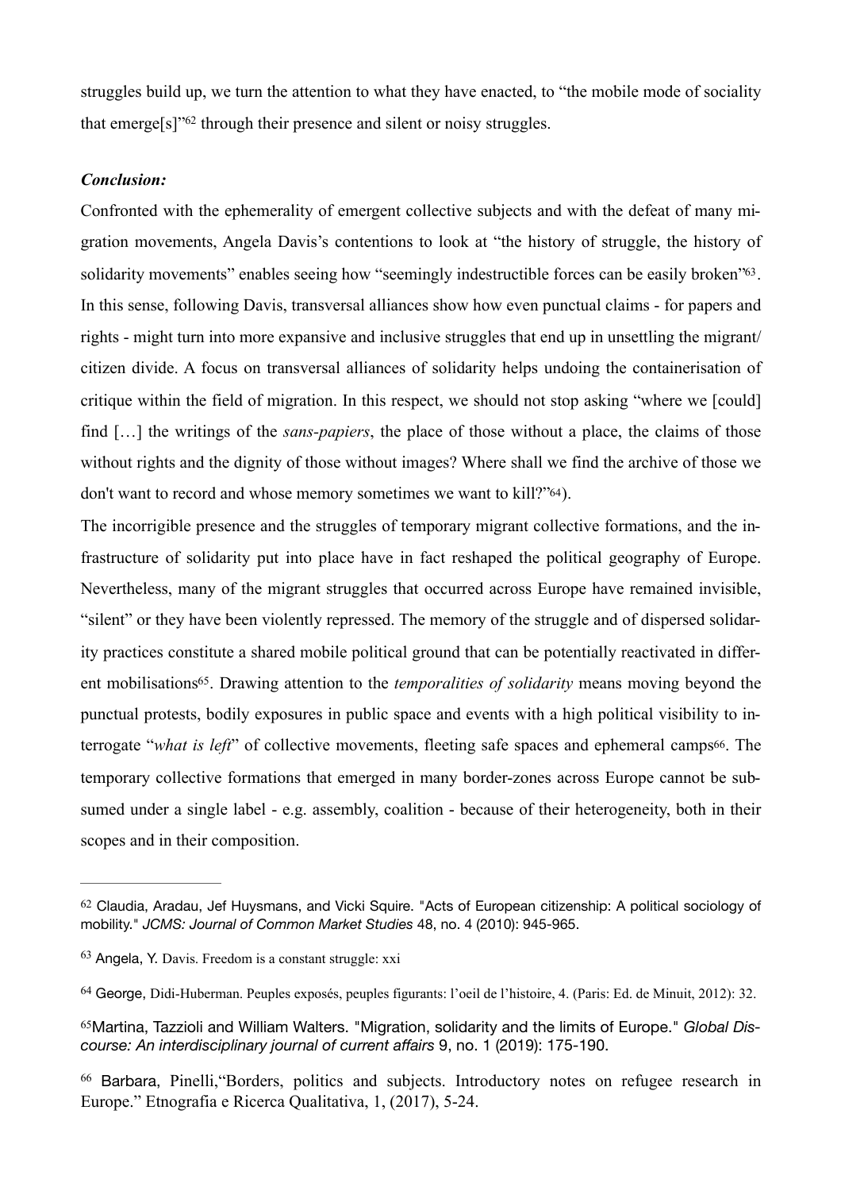struggles build up, we turn the attention to what they have enacted, to "the mobile mode of sociality that emerge[s]"[62] through their presence and silent or noisy struggles.

***Conclusion:***

Confronted with the ephemerality of emergent collective subjects and with the defeat of many migration movements, Angela Davis's contentions to look at "the history of struggle, the history of solidarity movements" enables seeing how "seemingly indestructible forces can be easily broken"[63]. In this sense, following Davis, transversal alliances show how even punctual claims - for papers and rights - might turn into more expansive and inclusive struggles that end up in unsettling the migrant/citizen divide. A focus on transversal alliances of solidarity helps undoing the containerisation of critique within the field of migration. In this respect, we should not stop asking "where we [could] find […] the writings of the *sans-papiers*, the place of those without a place, the claims of those without rights and the dignity of those without images? Where shall we find the archive of those we don't want to record and whose memory sometimes we want to kill?"[64]).

The incorrigible presence and the struggles of temporary migrant collective formations, and the infrastructure of solidarity put into place have in fact reshaped the political geography of Europe. Nevertheless, many of the migrant struggles that occurred across Europe have remained invisible, "silent" or they have been violently repressed. The memory of the struggle and of dispersed solidarity practices constitute a shared mobile political ground that can be potentially reactivated in different mobilisations[65]. Drawing attention to the *temporalities of solidarity* means moving beyond the punctual protests, bodily exposures in public space and events with a high political visibility to interrogate "*what is left*" of collective movements, fleeting safe spaces and ephemeral camps[66]. The temporary collective formations that emerged in many border-zones across Europe cannot be subsumed under a single label - e.g. assembly, coalition - because of their heterogeneity, both in their scopes and in their composition.

---

[62] Claudia, Aradau, Jef Huysmans, and Vicki Squire. "Acts of European citizenship: A political sociology of mobility." *JCMS: Journal of Common Market Studies* 48, no. 4 (2010): 945-965.

[63] Angela, Y. Davis. Freedom is a constant struggle: xxi

[64] George, Didi-Huberman. Peuples exposés, peuples figurants: l'oeil de l'histoire, 4. (Paris: Ed. de Minuit, 2012): 32.

[65] Martina, Tazzioli and William Walters. "Migration, solidarity and the limits of Europe." *Global Discourse: An interdisciplinary journal of current affairs* 9, no. 1 (2019): 175-190.

[66] Barbara, Pinelli,"Borders, politics and subjects. Introductory notes on refugee research in Europe." Etnografia e Ricerca Qualitativa, 1, (2017), 5-24.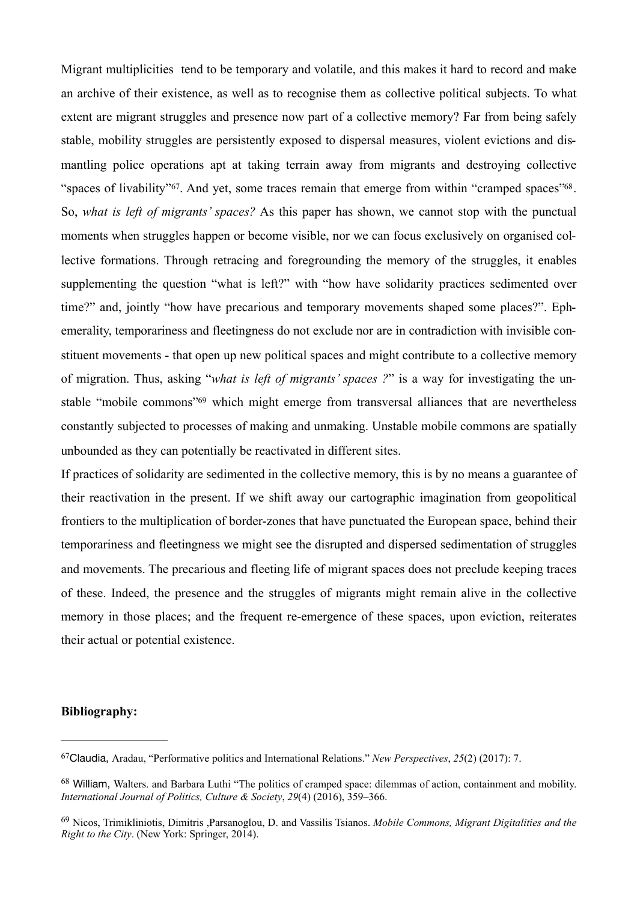Migrant multiplicities tend to be temporary and volatile, and this makes it hard to record and make an archive of their existence, as well as to recognise them as collective political subjects. To what extent are migrant struggles and presence now part of a collective memory? Far from being safely stable, mobility struggles are persistently exposed to dispersal measures, violent evictions and dismantling police operations apt at taking terrain away from migrants and destroying collective "spaces of livability"[67]. And yet, some traces remain that emerge from within "cramped spaces"[68]. So, *what is left of migrants' spaces?* As this paper has shown, we cannot stop with the punctual moments when struggles happen or become visible, nor we can focus exclusively on organised collective formations. Through retracing and foregrounding the memory of the struggles, it enables supplementing the question "what is left?" with "how have solidarity practices sedimented over time?" and, jointly "how have precarious and temporary movements shaped some places?". Ephemerality, temporariness and fleetingness do not exclude nor are in contradiction with invisible constituent movements - that open up new political spaces and might contribute to a collective memory of migration. Thus, asking "*what is left of migrants' spaces ?*" is a way for investigating the unstable "mobile commons"[69] which might emerge from transversal alliances that are nevertheless constantly subjected to processes of making and unmaking. Unstable mobile commons are spatially unbounded as they can potentially be reactivated in different sites.

If practices of solidarity are sedimented in the collective memory, this is by no means a guarantee of their reactivation in the present. If we shift away our cartographic imagination from geopolitical frontiers to the multiplication of border-zones that have punctuated the European space, behind their temporariness and fleetingness we might see the disrupted and dispersed sedimentation of struggles and movements. The precarious and fleeting life of migrant spaces does not preclude keeping traces of these. Indeed, the presence and the struggles of migrants might remain alive in the collective memory in those places; and the frequent re-emergence of these spaces, upon eviction, reiterates their actual or potential existence.

**Bibliography:**

---

[67] Claudia, Aradau, "Performative politics and International Relations." *New Perspectives*, *25*(2) (2017): 7.

[68] William, Walters. and Barbara Luthi "The politics of cramped space: dilemmas of action, containment and mobility. *International Journal of Politics, Culture & Society*, *29*(4) (2016), 359–366.

[69] Nicos, Trimikliniotis, Dimitris ,Parsanoglou, D. and Vassilis Tsianos. *Mobile Commons, Migrant Digitalities and the Right to the City*. (New York: Springer, 2014).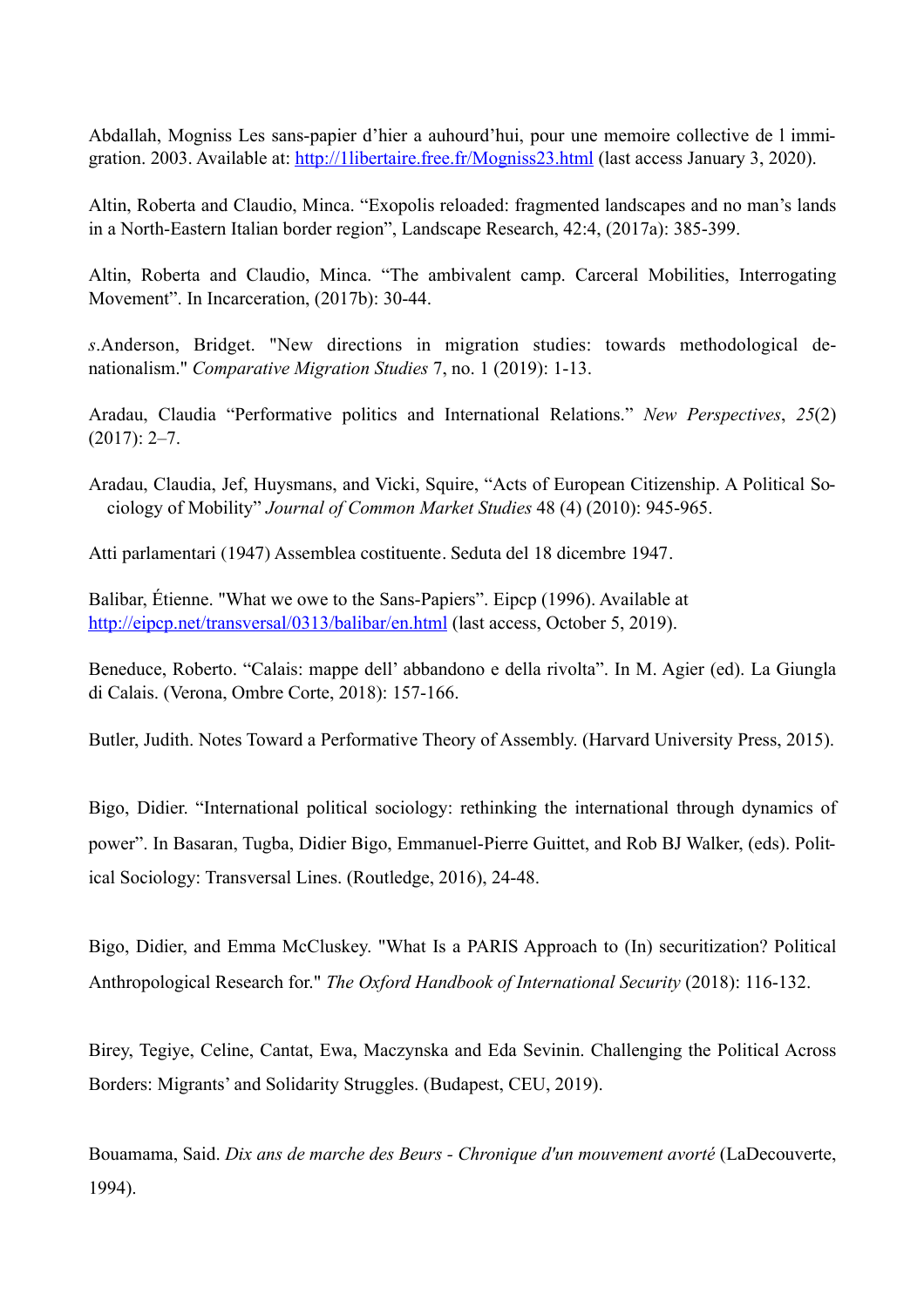Abdallah, Mogniss Les sans-papier d'hier a auhourd'hui, pour une memoire collective de l immigration. 2003. Available at: http://1libertaire.free.fr/Mogniss23.html (last access January 3, 2020).

Altin, Roberta and Claudio, Minca. "Exopolis reloaded: fragmented landscapes and no man's lands in a North-Eastern Italian border region", Landscape Research, 42:4, (2017a): 385-399.

Altin, Roberta and Claudio, Minca. "The ambivalent camp. Carceral Mobilities, Interrogating Movement". In Incarceration, (2017b): 30-44.

*s*.Anderson, Bridget. "New directions in migration studies: towards methodological denationalism." *Comparative Migration Studies* 7, no. 1 (2019): 1-13.

Aradau, Claudia "Performative politics and International Relations." *New Perspectives*, *25*(2) (2017): 2–7.

Aradau, Claudia, Jef, Huysmans, and Vicki, Squire, "Acts of European Citizenship. A Political Sociology of Mobility" *Journal of Common Market Studies* 48 (4) (2010): 945-965.

Atti parlamentari (1947) Assemblea costituente. Seduta del 18 dicembre 1947.

Balibar, Étienne. "What we owe to the Sans-Papiers". Eipcp (1996). Available at http://eipcp.net/transversal/0313/balibar/en.html (last access, October 5, 2019).

Beneduce, Roberto. "Calais: mappe dell' abbandono e della rivolta". In M. Agier (ed). La Giungla di Calais. (Verona, Ombre Corte, 2018): 157-166.

Butler, Judith. Notes Toward a Performative Theory of Assembly. (Harvard University Press, 2015).

Bigo, Didier. "International political sociology: rethinking the international through dynamics of power". In Basaran, Tugba, Didier Bigo, Emmanuel-Pierre Guittet, and Rob BJ Walker, (eds). Political Sociology: Transversal Lines. (Routledge, 2016), 24-48.

Bigo, Didier, and Emma McCluskey. "What Is a PARIS Approach to (In) securitization? Political Anthropological Research for." *The Oxford Handbook of International Security* (2018): 116-132.

Birey, Tegiye, Celine, Cantat, Ewa, Maczynska and Eda Sevinin. Challenging the Political Across Borders: Migrants' and Solidarity Struggles. (Budapest, CEU, 2019).

Bouamama, Said. *Dix ans de marche des Beurs - Chronique d'un mouvement avorté* (LaDecouverte, 1994).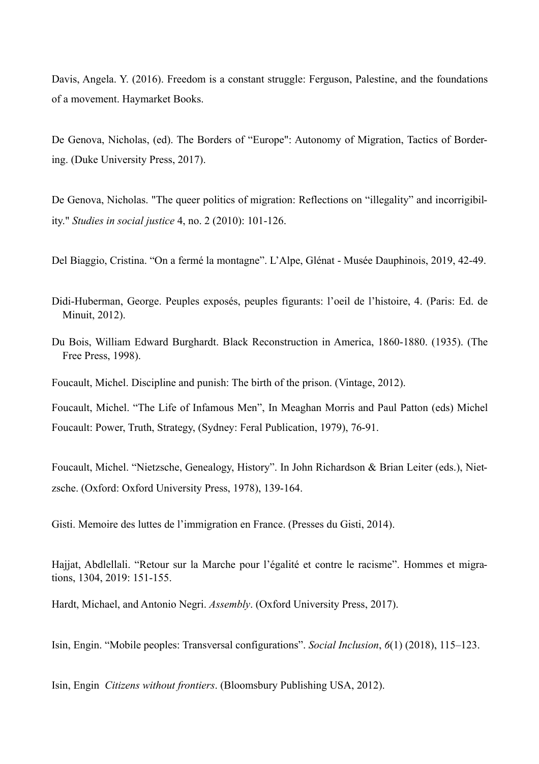Davis, Angela. Y. (2016). Freedom is a constant struggle: Ferguson, Palestine, and the foundations of a movement. Haymarket Books.

De Genova, Nicholas, (ed). The Borders of “Europe": Autonomy of Migration, Tactics of Bordering. (Duke University Press, 2017).

De Genova, Nicholas. "The queer politics of migration: Reflections on “illegality” and incorrigibility." *Studies in social justice* 4, no. 2 (2010): 101-126.

Del Biaggio, Cristina. “On a fermé la montagne”. L’Alpe, Glénat - Musée Dauphinois, 2019, 42-49.

Didi-Huberman, George. Peuples exposés, peuples figurants: l’oeil de l’histoire, 4. (Paris: Ed. de Minuit, 2012).

Du Bois, William Edward Burghardt. Black Reconstruction in America, 1860-1880. (1935). (The Free Press, 1998).

Foucault, Michel. Discipline and punish: The birth of the prison. (Vintage, 2012).

Foucault, Michel. “The Life of Infamous Men”, In Meaghan Morris and Paul Patton (eds) Michel Foucault: Power, Truth, Strategy, (Sydney: Feral Publication, 1979), 76-91.

Foucault, Michel. “Nietzsche, Genealogy, History”. In John Richardson & Brian Leiter (eds.), Nietzsche. (Oxford: Oxford University Press, 1978), 139-164.

Gisti. Memoire des luttes de l’immigration en France. (Presses du Gisti, 2014).

Hajjat, Abdlellali. “Retour sur la Marche pour l’égalité et contre le racisme”. Hommes et migrations, 1304, 2019: 151-155.

Hardt, Michael, and Antonio Negri. *Assembly*. (Oxford University Press, 2017).

Isin, Engin. “Mobile peoples: Transversal configurations”. *Social Inclusion*, *6*(1) (2018), 115–123.

Isin, Engin *Citizens without frontiers*. (Bloomsbury Publishing USA, 2012).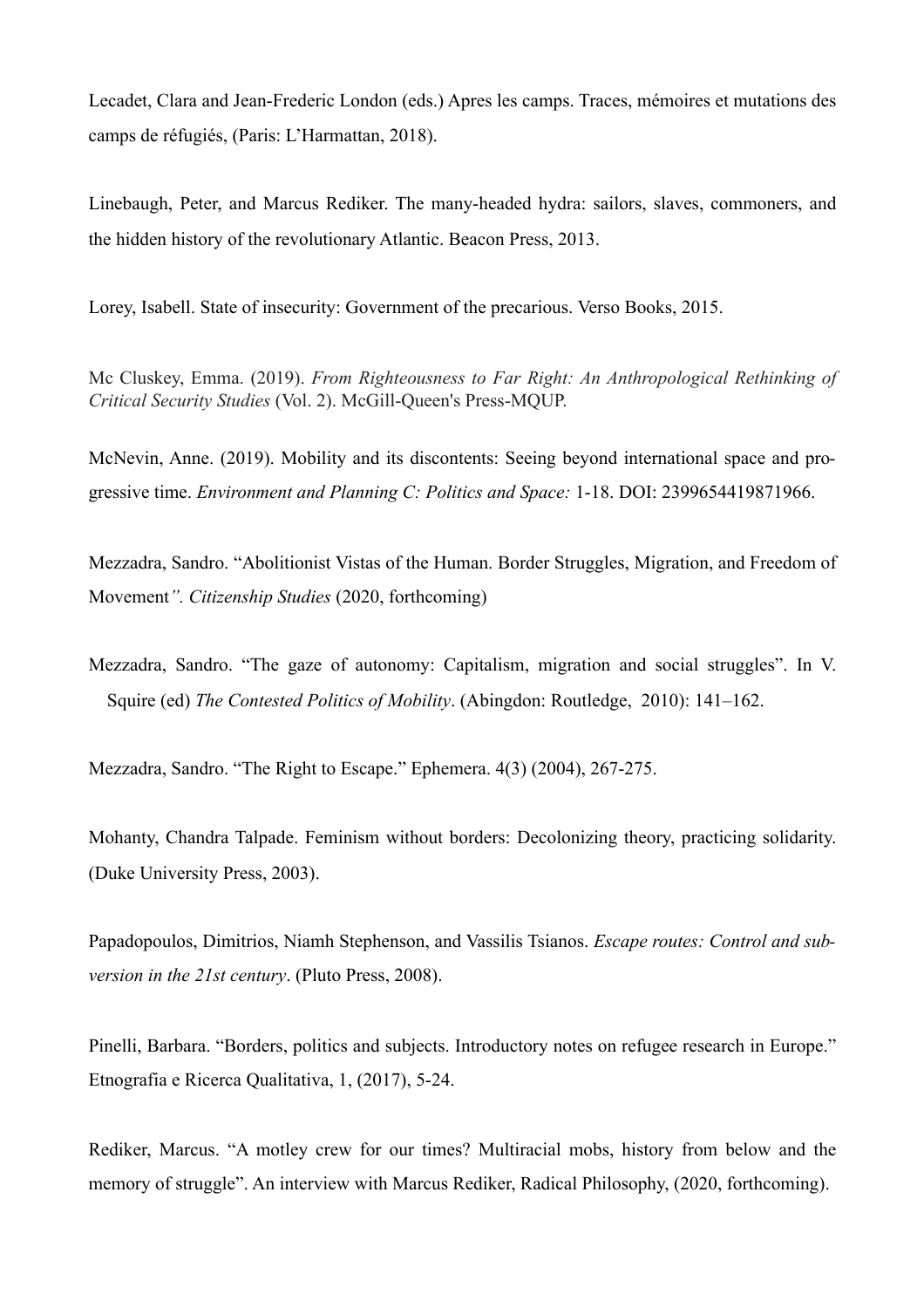Lecadet, Clara and Jean-Frederic London (eds.) Apres les camps. Traces, mémoires et mutations des camps de réfugiés, (Paris: L'Harmattan, 2018).

Linebaugh, Peter, and Marcus Rediker. The many-headed hydra: sailors, slaves, commoners, and the hidden history of the revolutionary Atlantic. Beacon Press, 2013.

Lorey, Isabell. State of insecurity: Government of the precarious. Verso Books, 2015.

Mc Cluskey, Emma. (2019). *From Righteousness to Far Right: An Anthropological Rethinking of Critical Security Studies* (Vol. 2). McGill-Queen's Press-MQUP.

McNevin, Anne. (2019). Mobility and its discontents: Seeing beyond international space and progressive time. *Environment and Planning C: Politics and Space:* 1-18. DOI: 2399654419871966.

Mezzadra, Sandro. "Abolitionist Vistas of the Human. Border Struggles, Migration, and Freedom of Movement*". Citizenship Studies* (2020, forthcoming)

Mezzadra, Sandro. "The gaze of autonomy: Capitalism, migration and social struggles". In V. Squire (ed) *The Contested Politics of Mobility*. (Abingdon: Routledge, 2010): 141–162.

Mezzadra, Sandro. "The Right to Escape." Ephemera. 4(3) (2004), 267-275.

Mohanty, Chandra Talpade. Feminism without borders: Decolonizing theory, practicing solidarity. (Duke University Press, 2003).

Papadopoulos, Dimitrios, Niamh Stephenson, and Vassilis Tsianos. *Escape routes: Control and subversion in the 21st century*. (Pluto Press, 2008).

Pinelli, Barbara. "Borders, politics and subjects. Introductory notes on refugee research in Europe." Etnografia e Ricerca Qualitativa, 1, (2017), 5-24.

Rediker, Marcus. "A motley crew for our times? Multiracial mobs, history from below and the memory of struggle". An interview with Marcus Rediker, Radical Philosophy, (2020, forthcoming).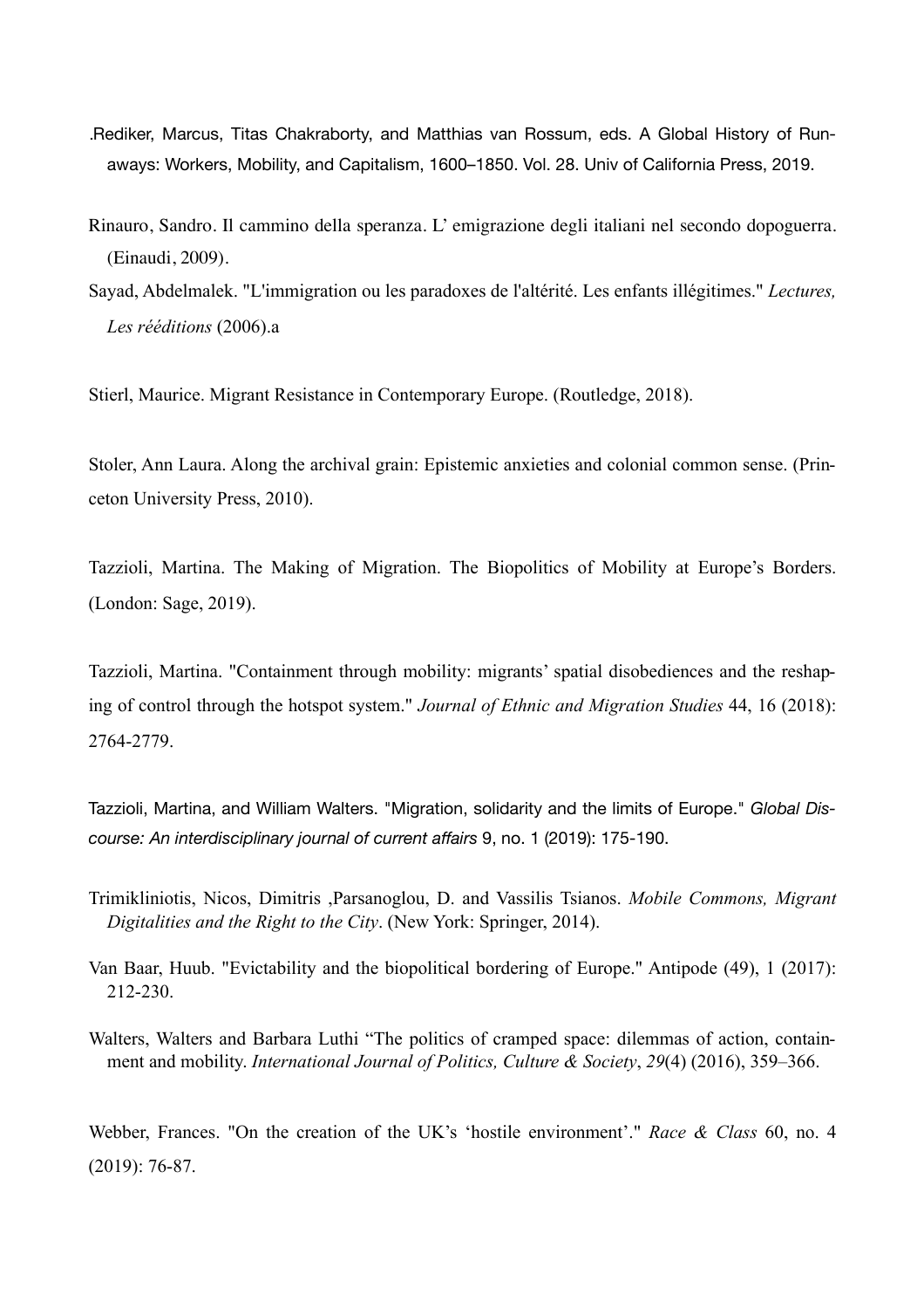.Rediker, Marcus, Titas Chakraborty, and Matthias van Rossum, eds. A Global History of Runaways: Workers, Mobility, and Capitalism, 1600–1850. Vol. 28. Univ of California Press, 2019.

Rinauro, Sandro. Il cammino della speranza. L' emigrazione degli italiani nel secondo dopoguerra. (Einaudi, 2009).

Sayad, Abdelmalek. "L'immigration ou les paradoxes de l'altérité. Les enfants illégitimes." *Lectures, Les rééditions* (2006).a

Stierl, Maurice. Migrant Resistance in Contemporary Europe. (Routledge, 2018).

Stoler, Ann Laura. Along the archival grain: Epistemic anxieties and colonial common sense. (Princeton University Press, 2010).

Tazzioli, Martina. The Making of Migration. The Biopolitics of Mobility at Europe's Borders. (London: Sage, 2019).

Tazzioli, Martina. "Containment through mobility: migrants' spatial disobediences and the reshaping of control through the hotspot system." *Journal of Ethnic and Migration Studies* 44, 16 (2018): 2764-2779.

Tazzioli, Martina, and William Walters. "Migration, solidarity and the limits of Europe." *Global Discourse: An interdisciplinary journal of current affairs* 9, no. 1 (2019): 175-190.

Trimikliniotis, Nicos, Dimitris ,Parsanoglou, D. and Vassilis Tsianos. *Mobile Commons, Migrant Digitalities and the Right to the City*. (New York: Springer, 2014).

Van Baar, Huub. "Evictability and the biopolitical bordering of Europe." Antipode (49), 1 (2017): 212-230.

Walters, Walters and Barbara Luthi "The politics of cramped space: dilemmas of action, containment and mobility. *International Journal of Politics, Culture & Society*, *29*(4) (2016), 359–366.

Webber, Frances. "On the creation of the UK's 'hostile environment'." *Race & Class* 60, no. 4 (2019): 76-87.